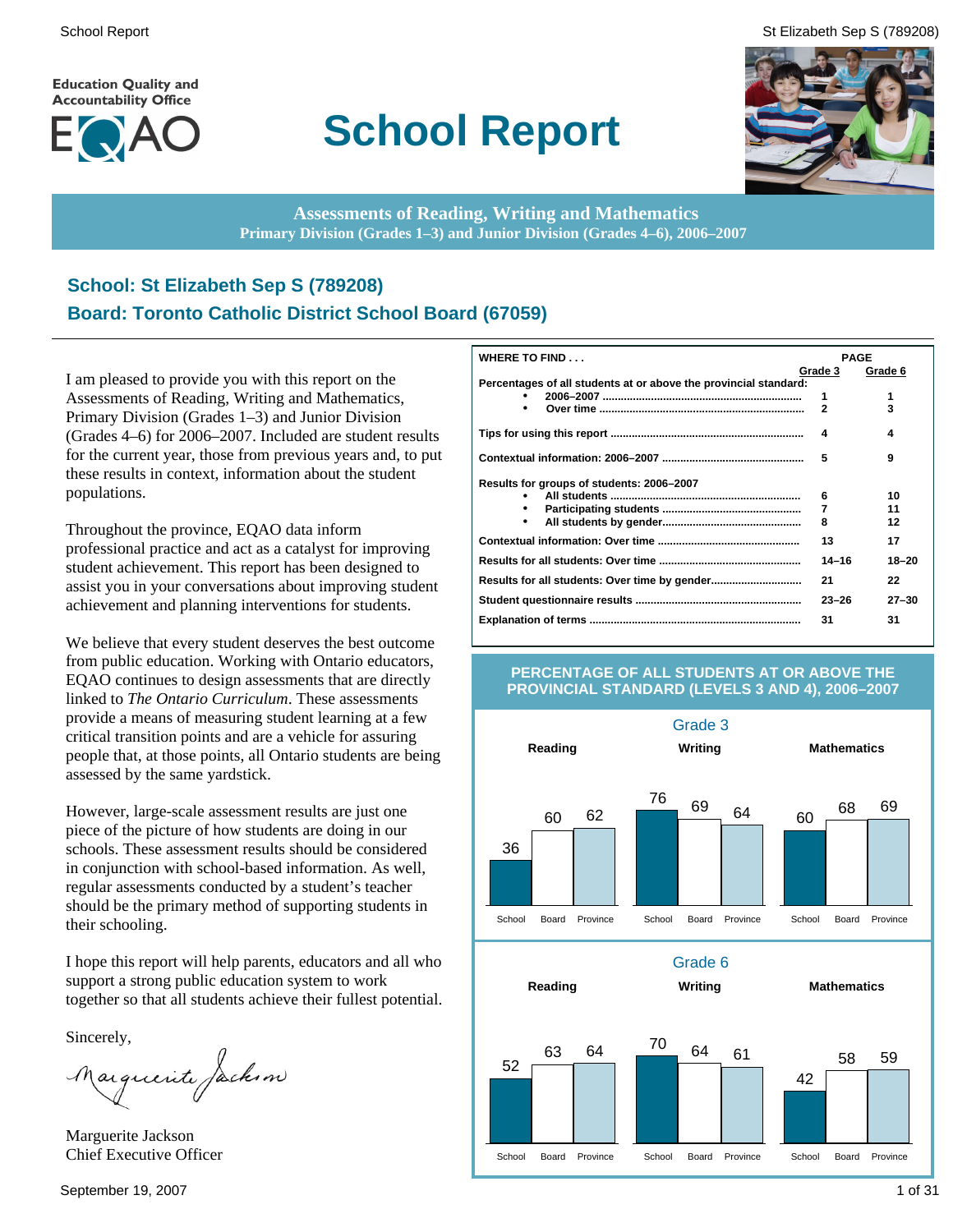Education Quality and Accountability Office

EQAO

# School Report

**Assessments of Reading, Writing and Mathematics**
**Primary Division (Grades 1–3) and Junior Division (Grades 4–6), 2006–2007**

## School: St Elizabeth Sep S (789208)

## Board: Toronto Catholic District School Board (67059)

I am pleased to provide you with this report on the Assessments of Reading, Writing and Mathematics, Primary Division (Grades 1–3) and Junior Division (Grades 4–6) for 2006–2007. Included are student results for the current year, those from previous years and, to put these results in context, information about the student populations.

Throughout the province, EQAO data inform professional practice and act as a catalyst for improving student achievement. This report has been designed to assist you in your conversations about improving student achievement and planning interventions for students.

We believe that every student deserves the best outcome from public education. Working with Ontario educators, EQAO continues to design assessments that are directly linked to *The Ontario Curriculum*. These assessments provide a means of measuring student learning at a few critical transition points and are a vehicle for assuring people that, at those points, all Ontario students are being assessed by the same yardstick.

However, large-scale assessment results are just one piece of the picture of how students are doing in our schools. These assessment results should be considered in conjunction with school-based information. As well, regular assessments conducted by a student's teacher should be the primary method of supporting students in their schooling.

I hope this report will help parents, educators and all who support a strong public education system to work together so that all students achieve their fullest potential.

Sincerely,

Marguerite Jackson
Chief Executive Officer

September 19, 2007

**WHERE TO FIND . . .**

| | PAGE Grade 3 | Grade 6 |
|---|---|---|
| **Percentages of all students at or above the provincial standard:** | | |
| • 2006–2007 | 1 | 1 |
| • Over time | 2 | 3 |
| **Tips for using this report** | 4 | 4 |
| **Contextual information: 2006–2007** | 5 | 9 |
| **Results for groups of students: 2006–2007** | | |
| • All students | 6 | 10 |
| • Participating students | 7 | 11 |
| • All students by gender | 8 | 12 |
| **Contextual information: Over time** | 13 | 17 |
| **Results for all students: Over time** | 14–16 | 18–20 |
| **Results for all students: Over time by gender** | 21 | 22 |
| **Student questionnaire results** | 23–26 | 27–30 |
| **Explanation of terms** | 31 | 31 |

**PERCENTAGE OF ALL STUDENTS AT OR ABOVE THE PROVINCIAL STANDARD (LEVELS 3 AND 4), 2006–2007**

**Grade 3**

| | School | Board | Province |
|---|---|---|---|
| Reading | 36 | 60 | 62 |
| Writing | 76 | 69 | 64 |
| Mathematics | 60 | 68 | 69 |

**Grade 6**

| | School | Board | Province |
|---|---|---|---|
| Reading | 52 | 63 | 64 |
| Writing | 70 | 64 | 61 |
| Mathematics | 42 | 58 | 59 |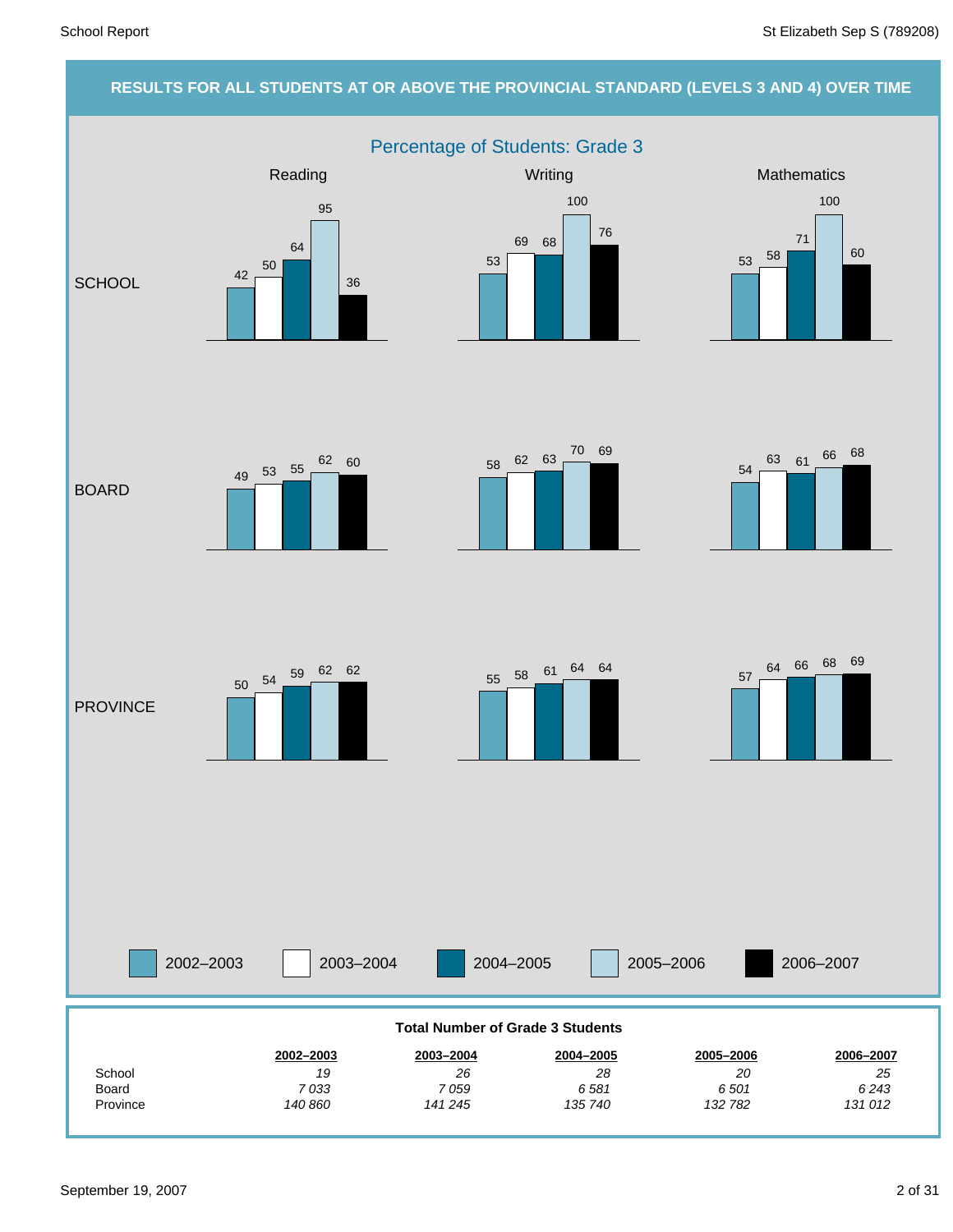## RESULTS FOR ALL STUDENTS AT OR ABOVE THE PROVINCIAL STANDARD (LEVELS 3 AND 4) OVER TIME

### Percentage of Students: Grade 3

| | | 2002–2003 | 2003–2004 | 2004–2005 | 2005–2006 | 2006–2007 |
|---|---|---|---|---|---|---|
| SCHOOL | Reading | 42 | 50 | 64 | 95 | 36 |
| SCHOOL | Writing | 53 | 69 | 68 | 100 | 76 |
| SCHOOL | Mathematics | 53 | 58 | 71 | 100 | 60 |
| BOARD | Reading | 49 | 53 | 55 | 62 | 60 |
| BOARD | Writing | 58 | 62 | 63 | 70 | 69 |
| BOARD | Mathematics | 54 | 63 | 61 | 66 | 68 |
| PROVINCE | Reading | 50 | 54 | 59 | 62 | 62 |
| PROVINCE | Writing | 55 | 58 | 61 | 64 | 64 |
| PROVINCE | Mathematics | 57 | 64 | 66 | 68 | 69 |

**Total Number of Grade 3 Students**

| | 2002–2003 | 2003–2004 | 2004–2005 | 2005–2006 | 2006–2007 |
|---|---|---|---|---|---|
| School | *19* | *26* | *28* | *20* | *25* |
| Board | *7 033* | *7 059* | *6 581* | *6 501* | *6 243* |
| Province | *140 860* | *141 245* | *135 740* | *132 782* | *131 012* |

September 19, 2007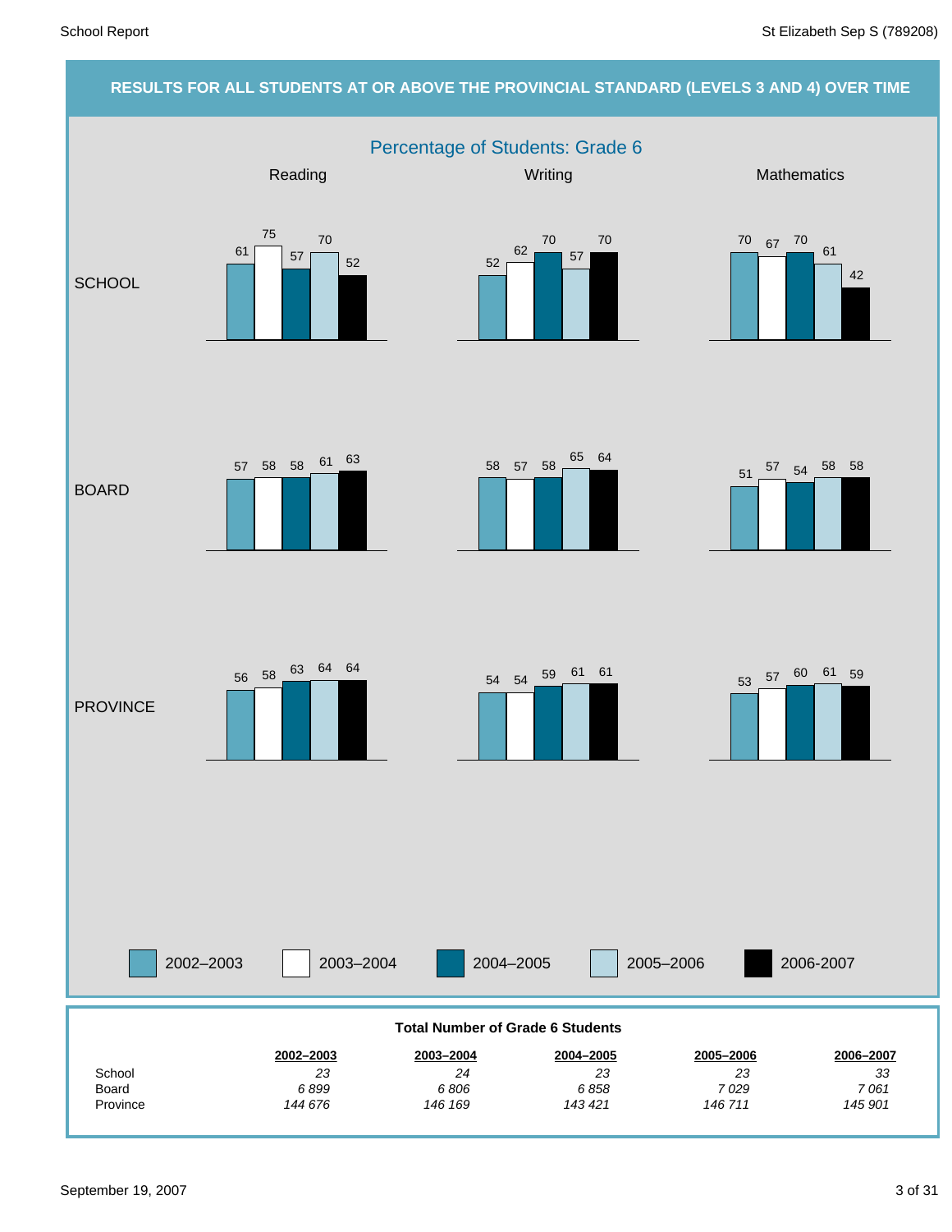## RESULTS FOR ALL STUDENTS AT OR ABOVE THE PROVINCIAL STANDARD (LEVELS 3 AND 4) OVER TIME

### Percentage of Students: Grade 6

| | Reading | | | | | Writing | | | | | Mathematics | | | | |
|---|---|---|---|---|---|---|---|---|---|---|---|---|---|---|---|
| | 2002–2003 | 2003–2004 | 2004–2005 | 2005–2006 | 2006-2007 | 2002–2003 | 2003–2004 | 2004–2005 | 2005–2006 | 2006-2007 | 2002–2003 | 2003–2004 | 2004–2005 | 2005–2006 | 2006-2007 |
| SCHOOL | 61 | 75 | 57 | 70 | 52 | 52 | 62 | 70 | 57 | 70 | 70 | 67 | 70 | 61 | 42 |
| BOARD | 57 | 58 | 58 | 61 | 63 | 58 | 57 | 58 | 65 | 64 | 51 | 57 | 54 | 58 | 58 |
| PROVINCE | 56 | 58 | 63 | 64 | 64 | 54 | 54 | 59 | 61 | 61 | 53 | 57 | 60 | 61 | 59 |

**Total Number of Grade 6 Students**

| | 2002–2003 | 2003–2004 | 2004–2005 | 2005–2006 | 2006–2007 |
|---|---|---|---|---|---|
| School | *23* | *24* | *23* | *23* | *33* |
| Board | *6 899* | *6 806* | *6 858* | *7 029* | *7 061* |
| Province | *144 676* | *146 169* | *143 421* | *146 711* | *145 901* |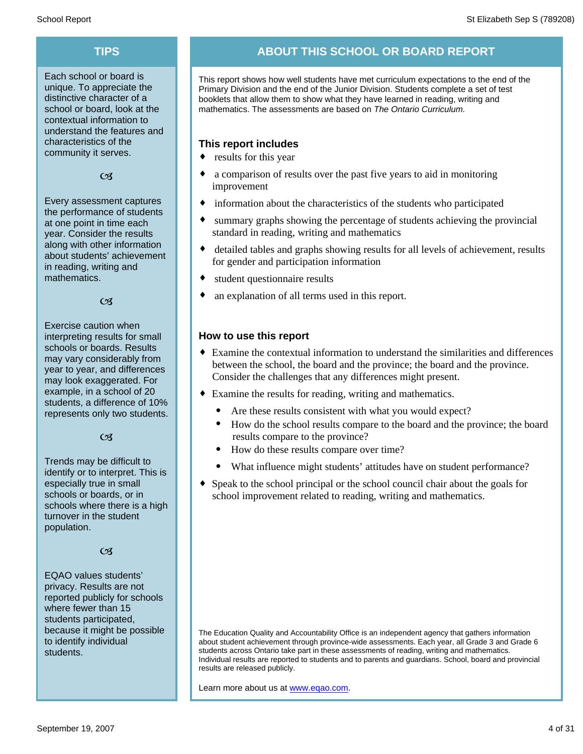## TIPS

Each school or board is unique. To appreciate the distinctive character of a school or board, look at the contextual information to understand the features and characteristics of the community it serves.

Every assessment captures the performance of students at one point in time each year. Consider the results along with other information about students' achievement in reading, writing and mathematics.

Exercise caution when interpreting results for small schools or boards. Results may vary considerably from year to year, and differences may look exaggerated. For example, in a school of 20 students, a difference of 10% represents only two students.

Trends may be difficult to identify or to interpret. This is especially true in small schools or boards, or in schools where there is a high turnover in the student population.

EQAO values students' privacy. Results are not reported publicly for schools where fewer than 15 students participated, because it might be possible to identify individual students.

## ABOUT THIS SCHOOL OR BOARD REPORT

This report shows how well students have met curriculum expectations to the end of the Primary Division and the end of the Junior Division. Students complete a set of test booklets that allow them to show what they have learned in reading, writing and mathematics. The assessments are based on *The Ontario Curriculum.*

### This report includes

- results for this year
- a comparison of results over the past five years to aid in monitoring improvement
- information about the characteristics of the students who participated
- summary graphs showing the percentage of students achieving the provincial standard in reading, writing and mathematics
- detailed tables and graphs showing results for all levels of achievement, results for gender and participation information
- student questionnaire results
- an explanation of all terms used in this report.

### How to use this report

- Examine the contextual information to understand the similarities and differences between the school, the board and the province; the board and the province. Consider the challenges that any differences might present.
- Examine the results for reading, writing and mathematics.
  - Are these results consistent with what you would expect?
  - How do the school results compare to the board and the province; the board results compare to the province?
  - How do these results compare over time?
  - What influence might students' attitudes have on student performance?
- Speak to the school principal or the school council chair about the goals for school improvement related to reading, writing and mathematics.

The Education Quality and Accountability Office is an independent agency that gathers information about student achievement through province-wide assessments. Each year, all Grade 3 and Grade 6 students across Ontario take part in these assessments of reading, writing and mathematics. Individual results are reported to students and to parents and guardians. School, board and provincial results are released publicly.

Learn more about us at [www.eqao.com](www.eqao.com).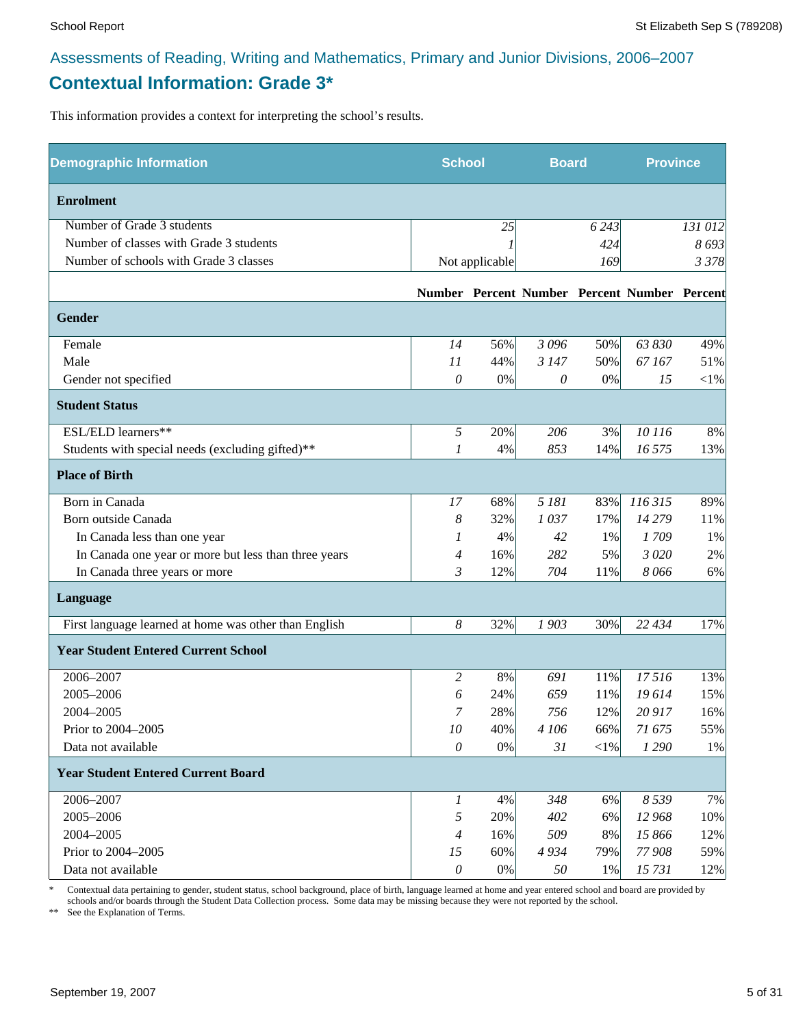Assessments of Reading, Writing and Mathematics, Primary and Junior Divisions, 2006–2007

## Contextual Information: Grade 3*

This information provides a context for interpreting the school's results.

| Demographic Information | School | | Board | | Province | |
|---|---|---|---|---|---|---|
| **Enrolment** | | | | | | |
| Number of Grade 3 students | | *25* | | *6 243* | | *131 012* |
| Number of classes with Grade 3 students | | *1* | | *424* | | *8 693* |
| Number of schools with Grade 3 classes | | Not applicable | | *169* | | *3 378* |
| | **Number** | **Percent** | **Number** | **Percent** | **Number** | **Percent** |
| **Gender** | | | | | | |
| Female | *14* | 56% | *3 096* | 50% | *63 830* | 49% |
| Male | *11* | 44% | *3 147* | 50% | *67 167* | 51% |
| Gender not specified | *0* | 0% | *0* | 0% | *15* | <1% |
| **Student Status** | | | | | | |
| ESL/ELD learners** | *5* | 20% | *206* | 3% | *10 116* | 8% |
| Students with special needs (excluding gifted)** | *1* | 4% | *853* | 14% | *16 575* | 13% |
| **Place of Birth** | | | | | | |
| Born in Canada | *17* | 68% | *5 181* | 83% | *116 315* | 89% |
| Born outside Canada | *8* | 32% | *1 037* | 17% | *14 279* | 11% |
| In Canada less than one year | *1* | 4% | *42* | 1% | *1 709* | 1% |
| In Canada one year or more but less than three years | *4* | 16% | *282* | 5% | *3 020* | 2% |
| In Canada three years or more | *3* | 12% | *704* | 11% | *8 066* | 6% |
| **Language** | | | | | | |
| First language learned at home was other than English | *8* | 32% | *1 903* | 30% | *22 434* | 17% |
| **Year Student Entered Current School** | | | | | | |
| 2006–2007 | *2* | 8% | *691* | 11% | *17 516* | 13% |
| 2005–2006 | *6* | 24% | *659* | 11% | *19 614* | 15% |
| 2004–2005 | *7* | 28% | *756* | 12% | *20 917* | 16% |
| Prior to 2004–2005 | *10* | 40% | *4 106* | 66% | *71 675* | 55% |
| Data not available | *0* | 0% | *31* | <1% | *1 290* | 1% |
| **Year Student Entered Current Board** | | | | | | |
| 2006–2007 | *1* | 4% | *348* | 6% | *8 539* | 7% |
| 2005–2006 | *5* | 20% | *402* | 6% | *12 968* | 10% |
| 2004–2005 | *4* | 16% | *509* | 8% | *15 866* | 12% |
| Prior to 2004–2005 | *15* | 60% | *4 934* | 79% | *77 908* | 59% |
| Data not available | *0* | 0% | *50* | 1% | *15 731* | 12% |

\* Contextual data pertaining to gender, student status, school background, place of birth, language learned at home and year entered school and board are provided by schools and/or boards through the Student Data Collection process. Some data may be missing because they were not reported by the school.

\*\* See the Explanation of Terms.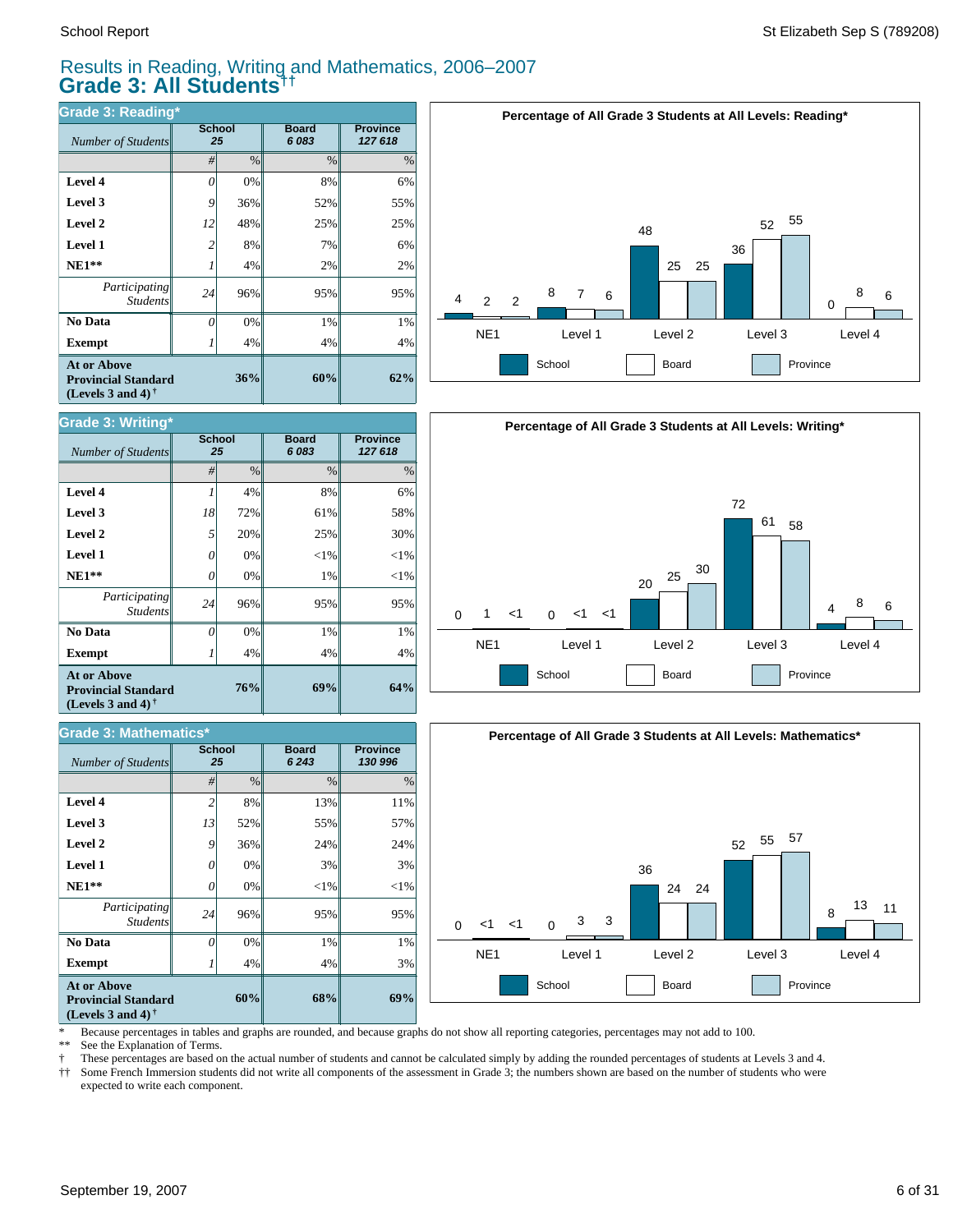# Results in Reading, Writing and Mathematics, 2006–2007

## Grade 3: All Students††

### Grade 3: Reading*

| *Number of Students* | School 25 | | Board 6 083 | Province 127 618 |
|---|---|---|---|---|
| | # | % | % | % |
| **Level 4** | 0 | 0% | 8% | 6% |
| **Level 3** | 9 | 36% | 52% | 55% |
| **Level 2** | 12 | 48% | 25% | 25% |
| **Level 1** | 2 | 8% | 7% | 6% |
| **NE1**** | 1 | 4% | 2% | 2% |
| *Participating Students* | 24 | 96% | 95% | 95% |
| **No Data** | 0 | 0% | 1% | 1% |
| **Exempt** | 1 | 4% | 4% | 4% |
| **At or Above Provincial Standard (Levels 3 and 4)†** | | **36%** | **60%** | **62%** |

**Percentage of All Grade 3 Students at All Levels: Reading***

| | NE1 | Level 1 | Level 2 | Level 3 | Level 4 |
|---|---|---|---|---|---|
| School | 4 | 8 | 48 | 36 | 0 |
| Board | 2 | 7 | 25 | 52 | 8 |
| Province | 2 | 6 | 25 | 55 | 6 |

### Grade 3: Writing*

| *Number of Students* | School 25 | | Board 6 083 | Province 127 618 |
|---|---|---|---|---|
| | # | % | % | % |
| **Level 4** | 1 | 4% | 8% | 6% |
| **Level 3** | 18 | 72% | 61% | 58% |
| **Level 2** | 5 | 20% | 25% | 30% |
| **Level 1** | 0 | 0% | <1% | <1% |
| **NE1**** | 0 | 0% | 1% | <1% |
| *Participating Students* | 24 | 96% | 95% | 95% |
| **No Data** | 0 | 0% | 1% | 1% |
| **Exempt** | 1 | 4% | 4% | 4% |
| **At or Above Provincial Standard (Levels 3 and 4)†** | | **76%** | **69%** | **64%** |

**Percentage of All Grade 3 Students at All Levels: Writing***

| | NE1 | Level 1 | Level 2 | Level 3 | Level 4 |
|---|---|---|---|---|---|
| School | 0 | 0 | 20 | 72 | 4 |
| Board | 1 | <1 | 25 | 61 | 8 |
| Province | <1 | <1 | 30 | 58 | 6 |

### Grade 3: Mathematics*

| *Number of Students* | School 25 | | Board 6 243 | Province 130 996 |
|---|---|---|---|---|
| | # | % | % | % |
| **Level 4** | 2 | 8% | 13% | 11% |
| **Level 3** | 13 | 52% | 55% | 57% |
| **Level 2** | 9 | 36% | 24% | 24% |
| **Level 1** | 0 | 0% | 3% | 3% |
| **NE1**** | 0 | 0% | <1% | <1% |
| *Participating Students* | 24 | 96% | 95% | 95% |
| **No Data** | 0 | 0% | 1% | 1% |
| **Exempt** | 1 | 4% | 4% | 3% |
| **At or Above Provincial Standard (Levels 3 and 4)†** | | **60%** | **68%** | **69%** |

**Percentage of All Grade 3 Students at All Levels: Mathematics***

| | NE1 | Level 1 | Level 2 | Level 3 | Level 4 |
|---|---|---|---|---|---|
| School | 0 | 0 | 36 | 52 | 8 |
| Board | <1 | 3 | 24 | 55 | 13 |
| Province | <1 | 3 | 24 | 57 | 11 |

\* Because percentages in tables and graphs are rounded, and because graphs do not show all reporting categories, percentages may not add to 100.
** See the Explanation of Terms.
† These percentages are based on the actual number of students and cannot be calculated simply by adding the rounded percentages of students at Levels 3 and 4.
†† Some French Immersion students did not write all components of the assessment in Grade 3; the numbers shown are based on the number of students who were expected to write each component.

September 19, 2007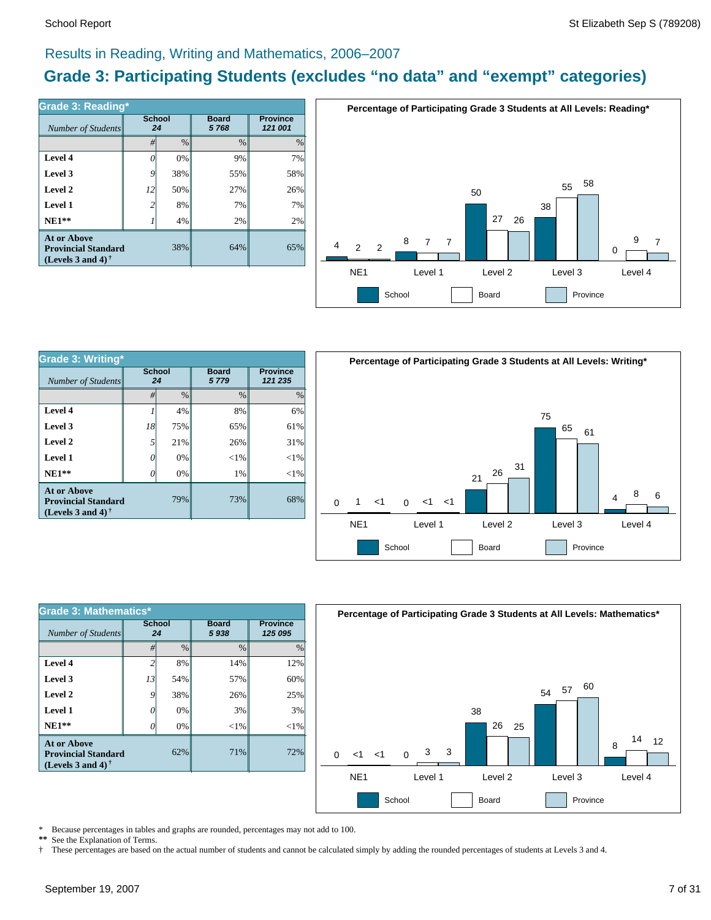## Results in Reading, Writing and Mathematics, 2006–2007

# Grade 3: Participating Students (excludes "no data" and "exempt" categories)

### Grade 3: Reading*

| *Number of Students* | School 24 | | Board 5 768 | Province 121 001 |
|---|---|---|---|---|
| | # | % | % | % |
| **Level 4** | 0 | 0% | 9% | 7% |
| **Level 3** | 9 | 38% | 55% | 58% |
| **Level 2** | 12 | 50% | 27% | 26% |
| **Level 1** | 2 | 8% | 7% | 7% |
| **NE1**** | 1 | 4% | 2% | 2% |
| **At or Above Provincial Standard (Levels 3 and 4)** † | | 38% | 64% | 65% |

**Percentage of Participating Grade 3 Students at All Levels: Reading***

| | School | Board | Province |
|---|---|---|---|
| NE1 | 4 | 2 | 2 |
| Level 1 | 8 | 7 | 7 |
| Level 2 | 50 | 27 | 26 |
| Level 3 | 38 | 55 | 58 |
| Level 4 | 0 | 9 | 7 |

### Grade 3: Writing*

| *Number of Students* | School 24 | | Board 5 779 | Province 121 235 |
|---|---|---|---|---|
| | # | % | % | % |
| **Level 4** | 1 | 4% | 8% | 6% |
| **Level 3** | 18 | 75% | 65% | 61% |
| **Level 2** | 5 | 21% | 26% | 31% |
| **Level 1** | 0 | 0% | <1% | <1% |
| **NE1**** | 0 | 0% | 1% | <1% |
| **At or Above Provincial Standard (Levels 3 and 4)** † | | 79% | 73% | 68% |

**Percentage of Participating Grade 3 Students at All Levels: Writing***

| | School | Board | Province |
|---|---|---|---|
| NE1 | 0 | 1 | <1 |
| Level 1 | 0 | <1 | <1 |
| Level 2 | 21 | 26 | 31 |
| Level 3 | 75 | 65 | 61 |
| Level 4 | 4 | 8 | 6 |

### Grade 3: Mathematics*

| *Number of Students* | School 24 | | Board 5 938 | Province 125 095 |
|---|---|---|---|---|
| | # | % | % | % |
| **Level 4** | 2 | 8% | 14% | 12% |
| **Level 3** | 13 | 54% | 57% | 60% |
| **Level 2** | 9 | 38% | 26% | 25% |
| **Level 1** | 0 | 0% | 3% | 3% |
| **NE1**** | 0 | 0% | <1% | <1% |
| **At or Above Provincial Standard (Levels 3 and 4)** † | | 62% | 71% | 72% |

**Percentage of Participating Grade 3 Students at All Levels: Mathematics***

| | School | Board | Province |
|---|---|---|---|
| NE1 | 0 | <1 | <1 |
| Level 1 | 0 | 3 | 3 |
| Level 2 | 38 | 26 | 25 |
| Level 3 | 54 | 57 | 60 |
| Level 4 | 8 | 14 | 12 |

\* Because percentages in tables and graphs are rounded, percentages may not add to 100.
** See the Explanation of Terms.
† These percentages are based on the actual number of students and cannot be calculated simply by adding the rounded percentages of students at Levels 3 and 4.

September 19, 2007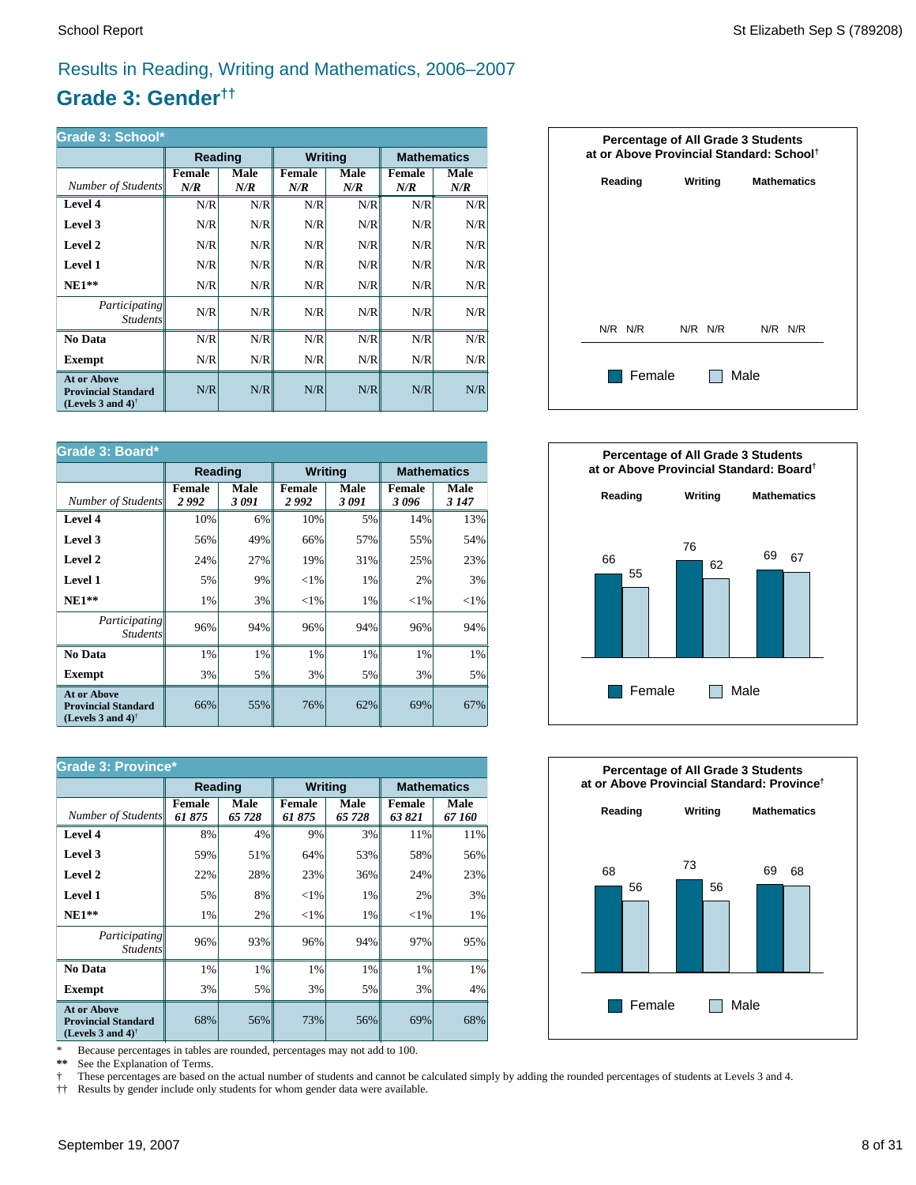## Results in Reading, Writing and Mathematics, 2006–2007

# Grade 3: Gender††

| Grade 3: School* | Reading | | Writing | | Mathematics | |
|---|---|---|---|---|---|---|
| *Number of Students* | Female *N/R* | Male *N/R* | Female *N/R* | Male *N/R* | Female *N/R* | Male *N/R* |
| **Level 4** | N/R | N/R | N/R | N/R | N/R | N/R |
| **Level 3** | N/R | N/R | N/R | N/R | N/R | N/R |
| **Level 2** | N/R | N/R | N/R | N/R | N/R | N/R |
| **Level 1** | N/R | N/R | N/R | N/R | N/R | N/R |
| **NE1**** | N/R | N/R | N/R | N/R | N/R | N/R |
| *Participating Students* | N/R | N/R | N/R | N/R | N/R | N/R |
| **No Data** | N/R | N/R | N/R | N/R | N/R | N/R |
| **Exempt** | N/R | N/R | N/R | N/R | N/R | N/R |
| **At or Above Provincial Standard (Levels 3 and 4)†** | N/R | N/R | N/R | N/R | N/R | N/R |

**Percentage of All Grade 3 Students at or Above Provincial Standard: School†**

| | Reading | | Writing | | Mathematics | |
|---|---|---|---|---|---|---|
| | Female | Male | Female | Male | Female | Male |
| | N/R | N/R | N/R | N/R | N/R | N/R |

| Grade 3: Board* | Reading | | Writing | | Mathematics | |
|---|---|---|---|---|---|---|
| *Number of Students* | Female *2 992* | Male *3 091* | Female *2 992* | Male *3 091* | Female *3 096* | Male *3 147* |
| **Level 4** | 10% | 6% | 10% | 5% | 14% | 13% |
| **Level 3** | 56% | 49% | 66% | 57% | 55% | 54% |
| **Level 2** | 24% | 27% | 19% | 31% | 25% | 23% |
| **Level 1** | 5% | 9% | <1% | 1% | 2% | 3% |
| **NE1**** | 1% | 3% | <1% | 1% | <1% | <1% |
| *Participating Students* | 96% | 94% | 96% | 94% | 96% | 94% |
| **No Data** | 1% | 1% | 1% | 1% | 1% | 1% |
| **Exempt** | 3% | 5% | 3% | 5% | 3% | 5% |
| **At or Above Provincial Standard (Levels 3 and 4)†** | 66% | 55% | 76% | 62% | 69% | 67% |

**Percentage of All Grade 3 Students at or Above Provincial Standard: Board†**

| | Reading | | Writing | | Mathematics | |
|---|---|---|---|---|---|---|
| | Female | Male | Female | Male | Female | Male |
| | 66 | 55 | 76 | 62 | 69 | 67 |

| Grade 3: Province* | Reading | | Writing | | Mathematics | |
|---|---|---|---|---|---|---|
| *Number of Students* | Female *61 875* | Male *65 728* | Female *61 875* | Male *65 728* | Female *63 821* | Male *67 160* |
| **Level 4** | 8% | 4% | 9% | 3% | 11% | 11% |
| **Level 3** | 59% | 51% | 64% | 53% | 58% | 56% |
| **Level 2** | 22% | 28% | 23% | 36% | 24% | 23% |
| **Level 1** | 5% | 8% | <1% | 1% | 2% | 3% |
| **NE1**** | 1% | 2% | <1% | 1% | <1% | 1% |
| *Participating Students* | 96% | 93% | 96% | 94% | 97% | 95% |
| **No Data** | 1% | 1% | 1% | 1% | 1% | 1% |
| **Exempt** | 3% | 5% | 3% | 5% | 3% | 4% |
| **At or Above Provincial Standard (Levels 3 and 4)†** | 68% | 56% | 73% | 56% | 69% | 68% |

**Percentage of All Grade 3 Students at or Above Provincial Standard: Province†**

| | Reading | | Writing | | Mathematics | |
|---|---|---|---|---|---|---|
| | Female | Male | Female | Male | Female | Male |
| | 68 | 56 | 73 | 56 | 69 | 68 |

\* Because percentages in tables are rounded, percentages may not add to 100.
** See the Explanation of Terms.
† These percentages are based on the actual number of students and cannot be calculated simply by adding the rounded percentages of students at Levels 3 and 4.
†† Results by gender include only students for whom gender data were available.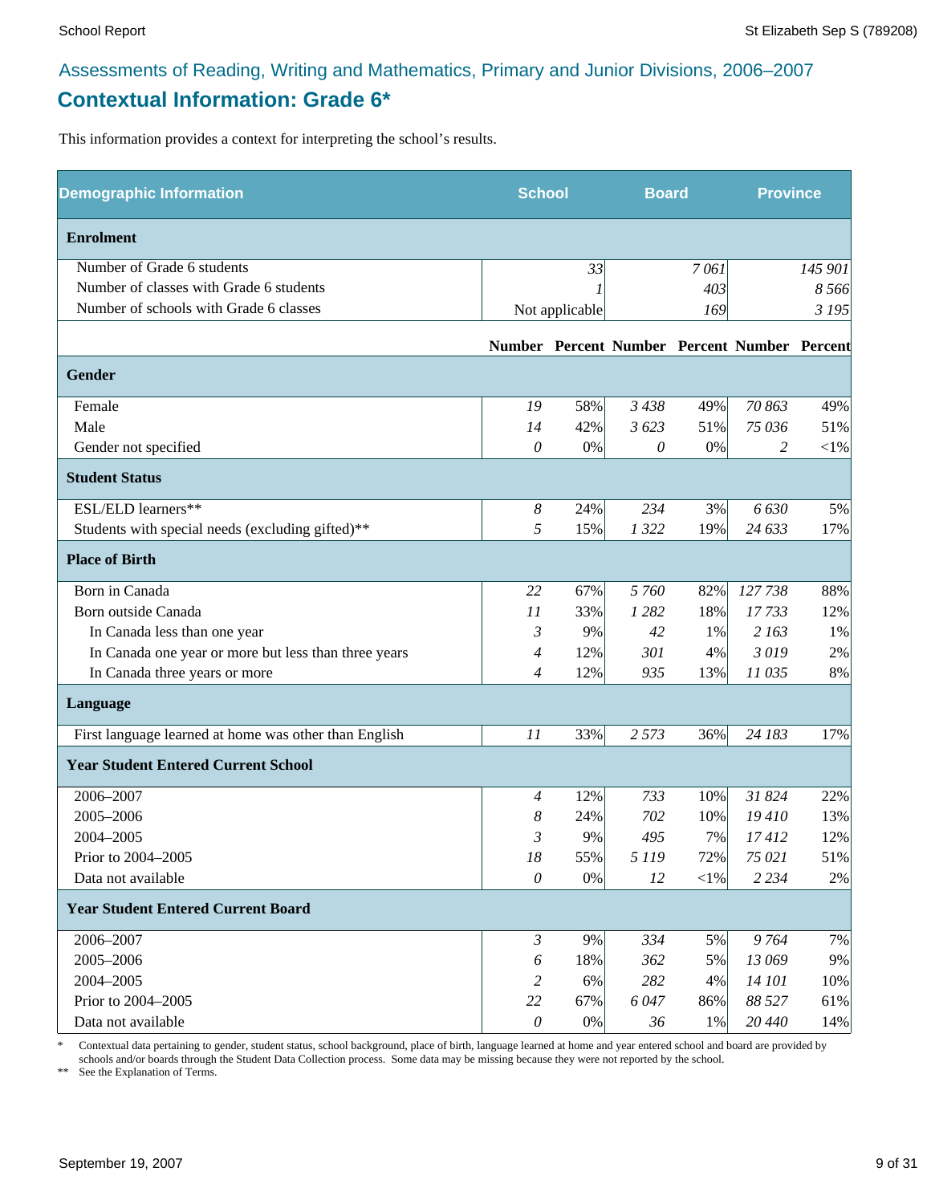## Assessments of Reading, Writing and Mathematics, Primary and Junior Divisions, 2006–2007

# Contextual Information: Grade 6*

This information provides a context for interpreting the school's results.

| Demographic Information | School | | Board | | Province | |
|---|---|---|---|---|---|---|
| **Enrolment** | | | | | | |
| Number of Grade 6 students | | 33 | | 7 061 | | 145 901 |
| Number of classes with Grade 6 students | | 1 | | 403 | | 8 566 |
| Number of schools with Grade 6 classes | | Not applicable | | 169 | | 3 195 |
| | **Number** | **Percent** | **Number** | **Percent** | **Number** | **Percent** |
| **Gender** | | | | | | |
| Female | 19 | 58% | 3 438 | 49% | 70 863 | 49% |
| Male | 14 | 42% | 3 623 | 51% | 75 036 | 51% |
| Gender not specified | 0 | 0% | 0 | 0% | 2 | <1% |
| **Student Status** | | | | | | |
| ESL/ELD learners** | 8 | 24% | 234 | 3% | 6 630 | 5% |
| Students with special needs (excluding gifted)** | 5 | 15% | 1 322 | 19% | 24 633 | 17% |
| **Place of Birth** | | | | | | |
| Born in Canada | 22 | 67% | 5 760 | 82% | 127 738 | 88% |
| Born outside Canada | 11 | 33% | 1 282 | 18% | 17 733 | 12% |
| In Canada less than one year | 3 | 9% | 42 | 1% | 2 163 | 1% |
| In Canada one year or more but less than three years | 4 | 12% | 301 | 4% | 3 019 | 2% |
| In Canada three years or more | 4 | 12% | 935 | 13% | 11 035 | 8% |
| **Language** | | | | | | |
| First language learned at home was other than English | 11 | 33% | 2 573 | 36% | 24 183 | 17% |
| **Year Student Entered Current School** | | | | | | |
| 2006–2007 | 4 | 12% | 733 | 10% | 31 824 | 22% |
| 2005–2006 | 8 | 24% | 702 | 10% | 19 410 | 13% |
| 2004–2005 | 3 | 9% | 495 | 7% | 17 412 | 12% |
| Prior to 2004–2005 | 18 | 55% | 5 119 | 72% | 75 021 | 51% |
| Data not available | 0 | 0% | 12 | <1% | 2 234 | 2% |
| **Year Student Entered Current Board** | | | | | | |
| 2006–2007 | 3 | 9% | 334 | 5% | 9 764 | 7% |
| 2005–2006 | 6 | 18% | 362 | 5% | 13 069 | 9% |
| 2004–2005 | 2 | 6% | 282 | 4% | 14 101 | 10% |
| Prior to 2004–2005 | 22 | 67% | 6 047 | 86% | 88 527 | 61% |
| Data not available | 0 | 0% | 36 | 1% | 20 440 | 14% |

\* Contextual data pertaining to gender, student status, school background, place of birth, language learned at home and year entered school and board are provided by schools and/or boards through the Student Data Collection process. Some data may be missing because they were not reported by the school.

\*\* See the Explanation of Terms.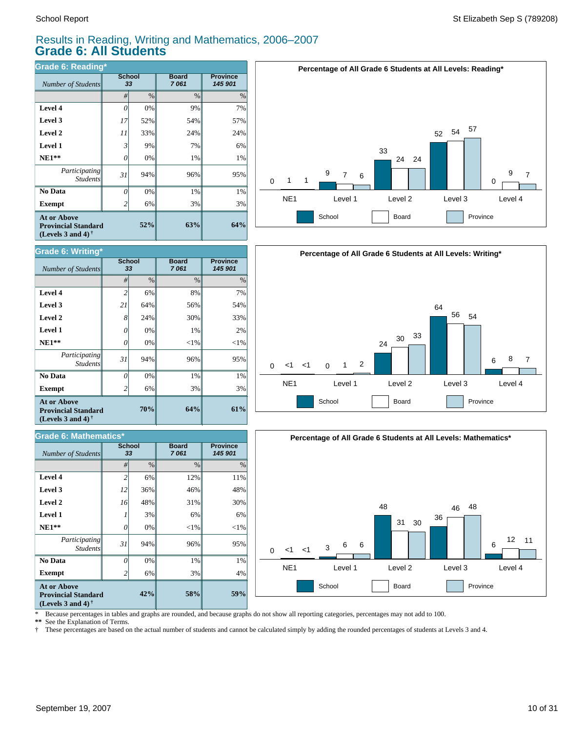## Results in Reading, Writing and Mathematics, 2006–2007

# Grade 6: All Students

### Grade 6: Reading*

| *Number of Students* | School 33 | | Board 7 061 | Province 145 901 |
|---|---|---|---|---|
| | # | % | % | % |
| **Level 4** | 0 | 0% | 9% | 7% |
| **Level 3** | 17 | 52% | 54% | 57% |
| **Level 2** | 11 | 33% | 24% | 24% |
| **Level 1** | 3 | 9% | 7% | 6% |
| **NE1**** | 0 | 0% | 1% | 1% |
| *Participating Students* | 31 | 94% | 96% | 95% |
| **No Data** | 0 | 0% | 1% | 1% |
| **Exempt** | 2 | 6% | 3% | 3% |
| **At or Above Provincial Standard (Levels 3 and 4)** † | | **52%** | **63%** | **64%** |

**Percentage of All Grade 6 Students at All Levels: Reading***

| | NE1 | Level 1 | Level 2 | Level 3 | Level 4 |
|---|---|---|---|---|---|
| School | 0 | 9 | 33 | 52 | 0 |
| Board | 1 | 7 | 24 | 54 | 9 |
| Province | 1 | 6 | 24 | 57 | 7 |

### Grade 6: Writing*

| *Number of Students* | School 33 | | Board 7 061 | Province 145 901 |
|---|---|---|---|---|
| | # | % | % | % |
| **Level 4** | 2 | 6% | 8% | 7% |
| **Level 3** | 21 | 64% | 56% | 54% |
| **Level 2** | 8 | 24% | 30% | 33% |
| **Level 1** | 0 | 0% | 1% | 2% |
| **NE1**** | 0 | 0% | <1% | <1% |
| *Participating Students* | 31 | 94% | 96% | 95% |
| **No Data** | 0 | 0% | 1% | 1% |
| **Exempt** | 2 | 6% | 3% | 3% |
| **At or Above Provincial Standard (Levels 3 and 4)** † | | **70%** | **64%** | **61%** |

**Percentage of All Grade 6 Students at All Levels: Writing***

| | NE1 | Level 1 | Level 2 | Level 3 | Level 4 |
|---|---|---|---|---|---|
| School | 0 | 0 | 24 | 64 | 6 |
| Board | <1 | 1 | 30 | 56 | 8 |
| Province | <1 | 2 | 33 | 54 | 7 |

### Grade 6: Mathematics*

| *Number of Students* | School 33 | | Board 7 061 | Province 145 901 |
|---|---|---|---|---|
| | # | % | % | % |
| **Level 4** | 2 | 6% | 12% | 11% |
| **Level 3** | 12 | 36% | 46% | 48% |
| **Level 2** | 16 | 48% | 31% | 30% |
| **Level 1** | 1 | 3% | 6% | 6% |
| **NE1**** | 0 | 0% | <1% | <1% |
| *Participating Students* | 31 | 94% | 96% | 95% |
| **No Data** | 0 | 0% | 1% | 1% |
| **Exempt** | 2 | 6% | 3% | 4% |
| **At or Above Provincial Standard (Levels 3 and 4)** † | | **42%** | **58%** | **59%** |

**Percentage of All Grade 6 Students at All Levels: Mathematics***

| | NE1 | Level 1 | Level 2 | Level 3 | Level 4 |
|---|---|---|---|---|---|
| School | 0 | 3 | 48 | 36 | 6 |
| Board | <1 | 6 | 31 | 46 | 12 |
| Province | <1 | 6 | 30 | 48 | 11 |

\* Because percentages in tables and graphs are rounded, and because graphs do not show all reporting categories, percentages may not add to 100.
** See the Explanation of Terms.
† These percentages are based on the actual number of students and cannot be calculated simply by adding the rounded percentages of students at Levels 3 and 4.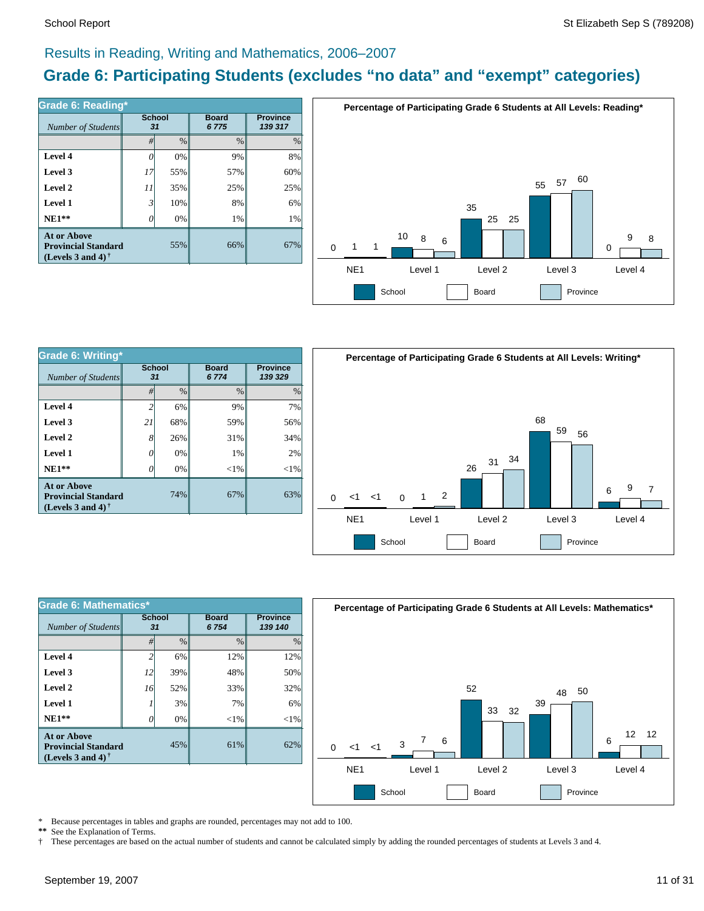## Results in Reading, Writing and Mathematics, 2006–2007

# Grade 6: Participating Students (excludes "no data" and "exempt" categories)

### Grade 6: Reading*

| *Number of Students* | School 31 | | Board 6 775 | Province 139 317 |
|---|---|---|---|---|
| | # | % | % | % |
| **Level 4** | 0 | 0% | 9% | 8% |
| **Level 3** | 17 | 55% | 57% | 60% |
| **Level 2** | 11 | 35% | 25% | 25% |
| **Level 1** | 3 | 10% | 8% | 6% |
| **NE1**** | 0 | 0% | 1% | 1% |
| **At or Above Provincial Standard (Levels 3 and 4)** † | | 55% | 66% | 67% |

**Percentage of Participating Grade 6 Students at All Levels: Reading***

| | NE1 | Level 1 | Level 2 | Level 3 | Level 4 |
|---|---|---|---|---|---|
| School | 0 | 10 | 35 | 55 | 0 |
| Board | 1 | 8 | 25 | 57 | 9 |
| Province | 1 | 6 | 25 | 60 | 8 |

### Grade 6: Writing*

| *Number of Students* | School 31 | | Board 6 774 | Province 139 329 |
|---|---|---|---|---|
| | # | % | % | % |
| **Level 4** | 2 | 6% | 9% | 7% |
| **Level 3** | 21 | 68% | 59% | 56% |
| **Level 2** | 8 | 26% | 31% | 34% |
| **Level 1** | 0 | 0% | 1% | 2% |
| **NE1**** | 0 | 0% | <1% | <1% |
| **At or Above Provincial Standard (Levels 3 and 4)** † | | 74% | 67% | 63% |

**Percentage of Participating Grade 6 Students at All Levels: Writing***

| | NE1 | Level 1 | Level 2 | Level 3 | Level 4 |
|---|---|---|---|---|---|
| School | 0 | 0 | 26 | 68 | 6 |
| Board | <1 | 1 | 31 | 59 | 9 |
| Province | <1 | 2 | 34 | 56 | 7 |

### Grade 6: Mathematics*

| *Number of Students* | School 31 | | Board 6 754 | Province 139 140 |
|---|---|---|---|---|
| | # | % | % | % |
| **Level 4** | 2 | 6% | 12% | 12% |
| **Level 3** | 12 | 39% | 48% | 50% |
| **Level 2** | 16 | 52% | 33% | 32% |
| **Level 1** | 1 | 3% | 7% | 6% |
| **NE1**** | 0 | 0% | <1% | <1% |
| **At or Above Provincial Standard (Levels 3 and 4)** † | | 45% | 61% | 62% |

**Percentage of Participating Grade 6 Students at All Levels: Mathematics***

| | NE1 | Level 1 | Level 2 | Level 3 | Level 4 |
|---|---|---|---|---|---|
| School | 0 | 3 | 52 | 39 | 6 |
| Board | <1 | 7 | 33 | 48 | 12 |
| Province | <1 | 6 | 32 | 50 | 12 |

\* Because percentages in tables and graphs are rounded, percentages may not add to 100.

** See the Explanation of Terms.

† These percentages are based on the actual number of students and cannot be calculated simply by adding the rounded percentages of students at Levels 3 and 4.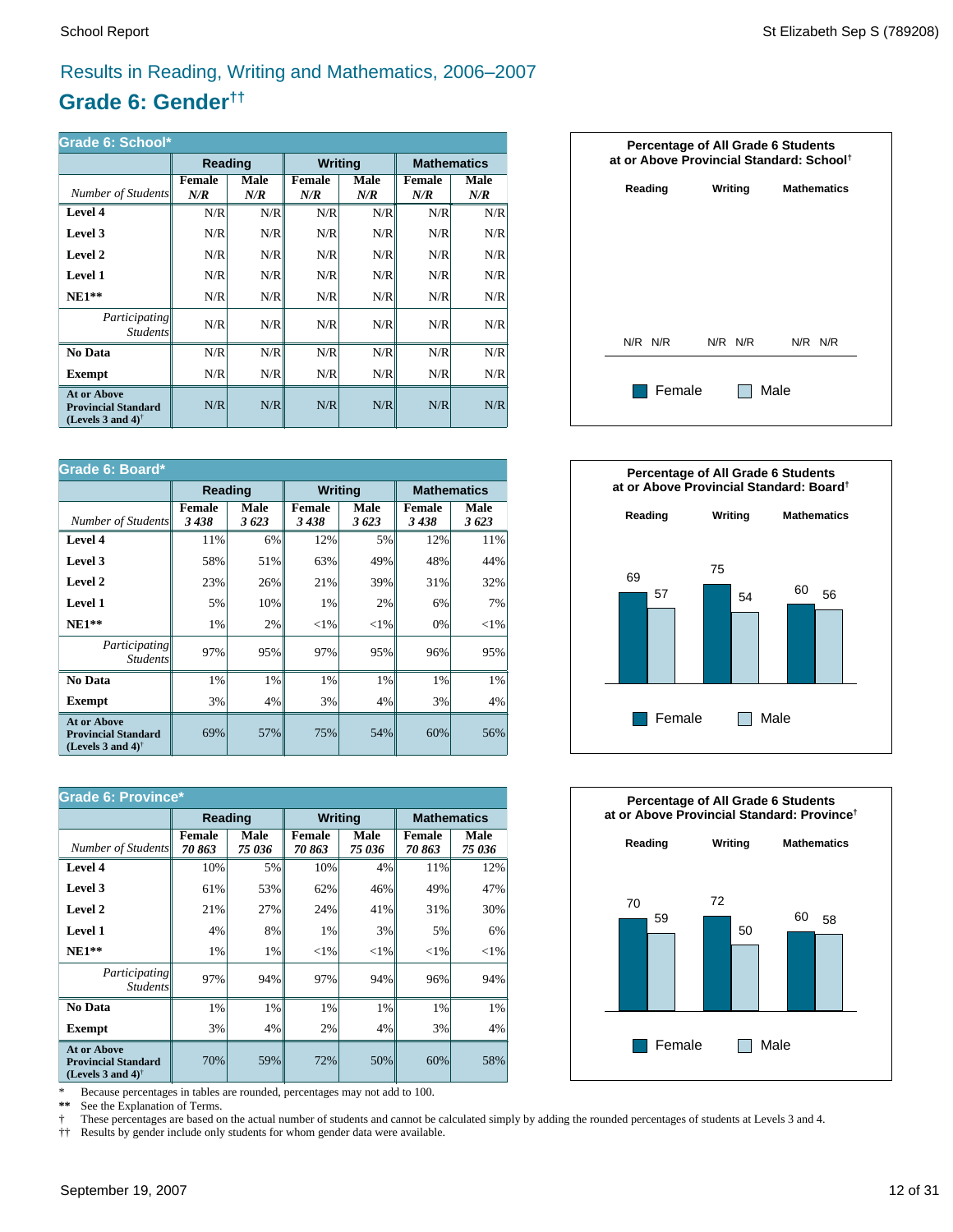# Results in Reading, Writing and Mathematics, 2006–2007

## Grade 6: Gender††

**Grade 6: School***

| | Reading | | Writing | | Mathematics | |
|---|---|---|---|---|---|---|
| *Number of Students* | Female *N/R* | Male *N/R* | Female *N/R* | Male *N/R* | Female *N/R* | Male *N/R* |
| **Level 4** | N/R | N/R | N/R | N/R | N/R | N/R |
| **Level 3** | N/R | N/R | N/R | N/R | N/R | N/R |
| **Level 2** | N/R | N/R | N/R | N/R | N/R | N/R |
| **Level 1** | N/R | N/R | N/R | N/R | N/R | N/R |
| **NE1**** | N/R | N/R | N/R | N/R | N/R | N/R |
| *Participating Students* | N/R | N/R | N/R | N/R | N/R | N/R |
| **No Data** | N/R | N/R | N/R | N/R | N/R | N/R |
| **Exempt** | N/R | N/R | N/R | N/R | N/R | N/R |
| **At or Above Provincial Standard (Levels 3 and 4)†** | N/R | N/R | N/R | N/R | N/R | N/R |

**Percentage of All Grade 6 Students at or Above Provincial Standard: School†**

| | Reading | Writing | Mathematics |
|---|---|---|---|
| Female | N/R | N/R | N/R |
| Male | N/R | N/R | N/R |

**Grade 6: Board***

| | Reading | | Writing | | Mathematics | |
|---|---|---|---|---|---|---|
| *Number of Students* | Female *3 438* | Male *3 623* | Female *3 438* | Male *3 623* | Female *3 438* | Male *3 623* |
| **Level 4** | 11% | 6% | 12% | 5% | 12% | 11% |
| **Level 3** | 58% | 51% | 63% | 49% | 48% | 44% |
| **Level 2** | 23% | 26% | 21% | 39% | 31% | 32% |
| **Level 1** | 5% | 10% | 1% | 2% | 6% | 7% |
| **NE1**** | 1% | 2% | <1% | <1% | 0% | <1% |
| *Participating Students* | 97% | 95% | 97% | 95% | 96% | 95% |
| **No Data** | 1% | 1% | 1% | 1% | 1% | 1% |
| **Exempt** | 3% | 4% | 3% | 4% | 3% | 4% |
| **At or Above Provincial Standard (Levels 3 and 4)†** | 69% | 57% | 75% | 54% | 60% | 56% |

**Percentage of All Grade 6 Students at or Above Provincial Standard: Board†**

| | Reading | Writing | Mathematics |
|---|---|---|---|
| Female | 69 | 75 | 60 |
| Male | 57 | 54 | 56 |

**Grade 6: Province***

| | Reading | | Writing | | Mathematics | |
|---|---|---|---|---|---|---|
| *Number of Students* | Female *70 863* | Male *75 036* | Female *70 863* | Male *75 036* | Female *70 863* | Male *75 036* |
| **Level 4** | 10% | 5% | 10% | 4% | 11% | 12% |
| **Level 3** | 61% | 53% | 62% | 46% | 49% | 47% |
| **Level 2** | 21% | 27% | 24% | 41% | 31% | 30% |
| **Level 1** | 4% | 8% | 1% | 3% | 5% | 6% |
| **NE1**** | 1% | 1% | <1% | <1% | <1% | <1% |
| *Participating Students* | 97% | 94% | 97% | 94% | 96% | 94% |
| **No Data** | 1% | 1% | 1% | 1% | 1% | 1% |
| **Exempt** | 3% | 4% | 2% | 4% | 3% | 4% |
| **At or Above Provincial Standard (Levels 3 and 4)†** | 70% | 59% | 72% | 50% | 60% | 58% |

**Percentage of All Grade 6 Students at or Above Provincial Standard: Province†**

| | Reading | Writing | Mathematics |
|---|---|---|---|
| Female | 70 | 72 | 60 |
| Male | 59 | 50 | 58 |

\* Because percentages in tables are rounded, percentages may not add to 100.
** See the Explanation of Terms.
† These percentages are based on the actual number of students and cannot be calculated simply by adding the rounded percentages of students at Levels 3 and 4.
†† Results by gender include only students for whom gender data were available.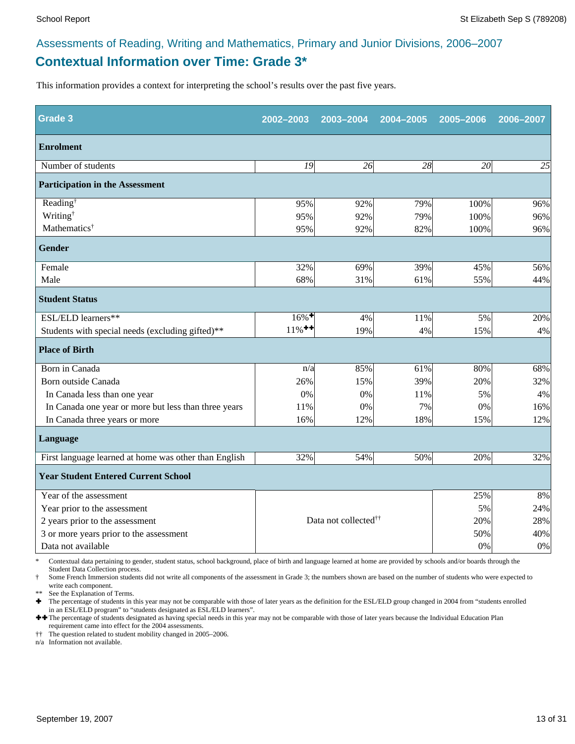Assessments of Reading, Writing and Mathematics, Primary and Junior Divisions, 2006–2007

## Contextual Information over Time: Grade 3*

This information provides a context for interpreting the school's results over the past five years.

| Grade 3 | 2002–2003 | 2003–2004 | 2004–2005 | 2005–2006 | 2006–2007 |
|---|---|---|---|---|---|
| **Enrolment** | | | | | |
| Number of students | *19* | *26* | *28* | *20* | *25* |
| **Participation in the Assessment** | | | | | |
| Reading† | 95% | 92% | 79% | 100% | 96% |
| Writing† | 95% | 92% | 79% | 100% | 96% |
| Mathematics† | 95% | 92% | 82% | 100% | 96% |
| **Gender** | | | | | |
| Female | 32% | 69% | 39% | 45% | 56% |
| Male | 68% | 31% | 61% | 55% | 44% |
| **Student Status** | | | | | |
| ESL/ELD learners** | 16%✚ | 4% | 11% | 5% | 20% |
| Students with special needs (excluding gifted)** | 11%✚✚ | 19% | 4% | 15% | 4% |
| **Place of Birth** | | | | | |
| Born in Canada | n/a | 85% | 61% | 80% | 68% |
| Born outside Canada | 26% | 15% | 39% | 20% | 32% |
| In Canada less than one year | 0% | 0% | 11% | 5% | 4% |
| In Canada one year or more but less than three years | 11% | 0% | 7% | 0% | 16% |
| In Canada three years or more | 16% | 12% | 18% | 15% | 12% |
| **Language** | | | | | |
| First language learned at home was other than English | 32% | 54% | 50% | 20% | 32% |
| **Year Student Entered Current School** | | | | | |
| Year of the assessment | Data not collected†† | | | 25% | 8% |
| Year prior to the assessment | | | | 5% | 24% |
| 2 years prior to the assessment | | | | 20% | 28% |
| 3 or more years prior to the assessment | | | | 50% | 40% |
| Data not available | | | | 0% | 0% |

\* Contextual data pertaining to gender, student status, school background, place of birth and language learned at home are provided by schools and/or boards through the Student Data Collection process.

† Some French Immersion students did not write all components of the assessment in Grade 3; the numbers shown are based on the number of students who were expected to write each component.

** See the Explanation of Terms.

✚ The percentage of students in this year may not be comparable with those of later years as the definition for the ESL/ELD group changed in 2004 from "students enrolled in an ESL/ELD program" to "students designated as ESL/ELD learners".

✚✚ The percentage of students designated as having special needs in this year may not be comparable with those of later years because the Individual Education Plan requirement came into effect for the 2004 assessments.

†† The question related to student mobility changed in 2005–2006.

n/a Information not available.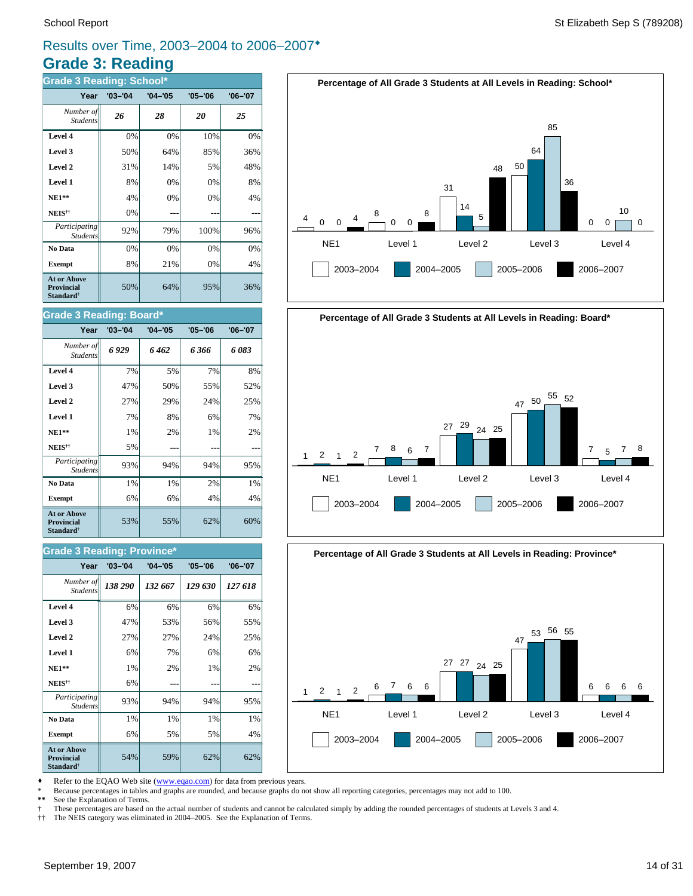School Report — St Elizabeth Sep S (789208)

## Results over Time, 2003–2004 to 2006–2007♦

# Grade 3: Reading

### Grade 3 Reading: School*

| Year | '03–'04 | '04–'05 | '05–'06 | '06–'07 |
|---|---|---|---|---|
| *Number of Students* | ***26*** | ***28*** | ***20*** | ***25*** |
| **Level 4** | 0% | 0% | 10% | 0% |
| **Level 3** | 50% | 64% | 85% | 36% |
| **Level 2** | 31% | 14% | 5% | 48% |
| **Level 1** | 8% | 0% | 0% | 8% |
| **NE1**** | 4% | 0% | 0% | 4% |
| **NEIS**†† | 0% | --- | --- | --- |
| *Participating Students* | 92% | 79% | 100% | 96% |
| **No Data** | 0% | 0% | 0% | 0% |
| **Exempt** | 8% | 21% | 0% | 4% |
| **At or Above Provincial Standard**† | 50% | 64% | 95% | 36% |

### Grade 3 Reading: Board*

| Year | '03–'04 | '04–'05 | '05–'06 | '06–'07 |
|---|---|---|---|---|
| *Number of Students* | ***6 929*** | ***6 462*** | ***6 366*** | ***6 083*** |
| **Level 4** | 7% | 5% | 7% | 8% |
| **Level 3** | 47% | 50% | 55% | 52% |
| **Level 2** | 27% | 29% | 24% | 25% |
| **Level 1** | 7% | 8% | 6% | 7% |
| **NE1**** | 1% | 2% | 1% | 2% |
| **NEIS**†† | 5% | --- | --- | --- |
| *Participating Students* | 93% | 94% | 94% | 95% |
| **No Data** | 1% | 1% | 2% | 1% |
| **Exempt** | 6% | 6% | 4% | 4% |
| **At or Above Provincial Standard**† | 53% | 55% | 62% | 60% |

### Grade 3 Reading: Province*

| Year | '03–'04 | '04–'05 | '05–'06 | '06–'07 |
|---|---|---|---|---|
| *Number of Students* | ***138 290*** | ***132 667*** | ***129 630*** | ***127 618*** |
| **Level 4** | 6% | 6% | 6% | 6% |
| **Level 3** | 47% | 53% | 56% | 55% |
| **Level 2** | 27% | 27% | 24% | 25% |
| **Level 1** | 6% | 7% | 6% | 6% |
| **NE1**** | 1% | 2% | 1% | 2% |
| **NEIS**†† | 6% | --- | --- | --- |
| *Participating Students* | 93% | 94% | 94% | 95% |
| **No Data** | 1% | 1% | 1% | 1% |
| **Exempt** | 6% | 5% | 5% | 4% |
| **At or Above Provincial Standard**† | 54% | 59% | 62% | 62% |

**Percentage of All Grade 3 Students at All Levels in Reading: School***

| | NE1 | Level 1 | Level 2 | Level 3 | Level 4 |
|---|---|---|---|---|---|
| 2003–2004 | 4 | 8 | 31 | 50 | 0 |
| 2004–2005 | 0 | 0 | 14 | 64 | 0 |
| 2005–2006 | 0 | 0 | 5 | 85 | 10 |
| 2006–2007 | 4 | 8 | 48 | 36 | 0 |

**Percentage of All Grade 3 Students at All Levels in Reading: Board***

| | NE1 | Level 1 | Level 2 | Level 3 | Level 4 |
|---|---|---|---|---|---|
| 2003–2004 | 1 | 7 | 27 | 47 | 7 |
| 2004–2005 | 2 | 8 | 29 | 50 | 5 |
| 2005–2006 | 1 | 6 | 24 | 55 | 7 |
| 2006–2007 | 2 | 7 | 25 | 52 | 8 |

**Percentage of All Grade 3 Students at All Levels in Reading: Province***

| | NE1 | Level 1 | Level 2 | Level 3 | Level 4 |
|---|---|---|---|---|---|
| 2003–2004 | 1 | 6 | 27 | 47 | 6 |
| 2004–2005 | 2 | 7 | 27 | 53 | 6 |
| 2005–2006 | 1 | 6 | 24 | 56 | 6 |
| 2006–2007 | 2 | 6 | 25 | 55 | 6 |

♦ Refer to the EQAO Web site (www.eqao.com) for data from previous years.
\* Because percentages in tables and graphs are rounded, and because graphs do not show all reporting categories, percentages may not add to 100.
** See the Explanation of Terms.
† These percentages are based on the actual number of students and cannot be calculated simply by adding the rounded percentages of students at Levels 3 and 4.
†† The NEIS category was eliminated in 2004–2005. See the Explanation of Terms.

September 19, 2007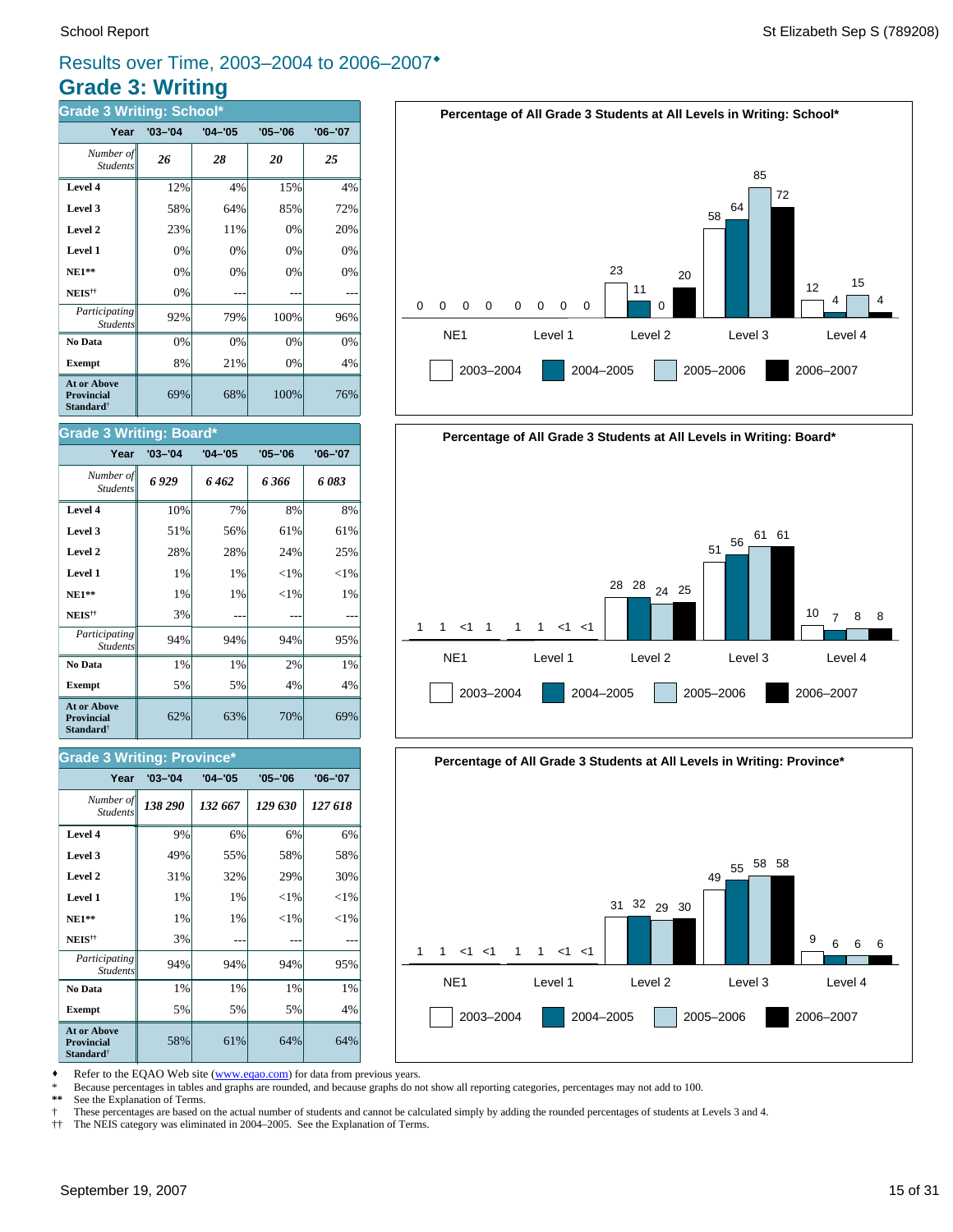# Results over Time, 2003–2004 to 2006–2007♦

## Grade 3: Writing

### Grade 3 Writing: School*

| Year | '03–'04 | '04–'05 | '05–'06 | '06–'07 |
|---|---|---|---|---|
| *Number of Students* | ***26*** | ***28*** | ***20*** | ***25*** |
| **Level 4** | 12% | 4% | 15% | 4% |
| **Level 3** | 58% | 64% | 85% | 72% |
| **Level 2** | 23% | 11% | 0% | 20% |
| **Level 1** | 0% | 0% | 0% | 0% |
| **NE1**** | 0% | 0% | 0% | 0% |
| **NEIS**†† | 0% | --- | --- | --- |
| *Participating Students* | 92% | 79% | 100% | 96% |
| **No Data** | 0% | 0% | 0% | 0% |
| **Exempt** | 8% | 21% | 0% | 4% |
| **At or Above Provincial Standard**† | 69% | 68% | 100% | 76% |

**Percentage of All Grade 3 Students at All Levels in Writing: School***

| | 2003–2004 | 2004–2005 | 2005–2006 | 2006–2007 |
|---|---|---|---|---|
| NE1 | 0 | 0 | 0 | 0 |
| Level 1 | 0 | 0 | 0 | 0 |
| Level 2 | 23 | 11 | 0 | 20 |
| Level 3 | 58 | 64 | 85 | 72 |
| Level 4 | 12 | 4 | 15 | 4 |

### Grade 3 Writing: Board*

| Year | '03–'04 | '04–'05 | '05–'06 | '06–'07 |
|---|---|---|---|---|
| *Number of Students* | ***6 929*** | ***6 462*** | ***6 366*** | ***6 083*** |
| **Level 4** | 10% | 7% | 8% | 8% |
| **Level 3** | 51% | 56% | 61% | 61% |
| **Level 2** | 28% | 28% | 24% | 25% |
| **Level 1** | 1% | 1% | <1% | <1% |
| **NE1**** | 1% | 1% | <1% | 1% |
| **NEIS**†† | 3% | --- | --- | --- |
| *Participating Students* | 94% | 94% | 94% | 95% |
| **No Data** | 1% | 1% | 2% | 1% |
| **Exempt** | 5% | 5% | 4% | 4% |
| **At or Above Provincial Standard**† | 62% | 63% | 70% | 69% |

**Percentage of All Grade 3 Students at All Levels in Writing: Board***

| | 2003–2004 | 2004–2005 | 2005–2006 | 2006–2007 |
|---|---|---|---|---|
| NE1 | 1 | 1 | <1 | 1 |
| Level 1 | 1 | 1 | <1 | <1 |
| Level 2 | 28 | 28 | 24 | 25 |
| Level 3 | 51 | 56 | 61 | 61 |
| Level 4 | 10 | 7 | 8 | 8 |

### Grade 3 Writing: Province*

| Year | '03–'04 | '04–'05 | '05–'06 | '06–'07 |
|---|---|---|---|---|
| *Number of Students* | ***138 290*** | ***132 667*** | ***129 630*** | ***127 618*** |
| **Level 4** | 9% | 6% | 6% | 6% |
| **Level 3** | 49% | 55% | 58% | 58% |
| **Level 2** | 31% | 32% | 29% | 30% |
| **Level 1** | 1% | 1% | <1% | <1% |
| **NE1**** | 1% | 1% | <1% | <1% |
| **NEIS**†† | 3% | --- | --- | --- |
| *Participating Students* | 94% | 94% | 94% | 95% |
| **No Data** | 1% | 1% | 1% | 1% |
| **Exempt** | 5% | 5% | 5% | 4% |
| **At or Above Provincial Standard**† | 58% | 61% | 64% | 64% |

**Percentage of All Grade 3 Students at All Levels in Writing: Province***

| | 2003–2004 | 2004–2005 | 2005–2006 | 2006–2007 |
|---|---|---|---|---|
| NE1 | 1 | 1 | <1 | <1 |
| Level 1 | 1 | 1 | <1 | <1 |
| Level 2 | 31 | 32 | 29 | 30 |
| Level 3 | 49 | 55 | 58 | 58 |
| Level 4 | 9 | 6 | 6 | 6 |

♦ Refer to the EQAO Web site (www.eqao.com) for data from previous years.
\* Because percentages in tables and graphs are rounded, and because graphs do not show all reporting categories, percentages may not add to 100.
** See the Explanation of Terms.
† These percentages are based on the actual number of students and cannot be calculated simply by adding the rounded percentages of students at Levels 3 and 4.
†† The NEIS category was eliminated in 2004–2005. See the Explanation of Terms.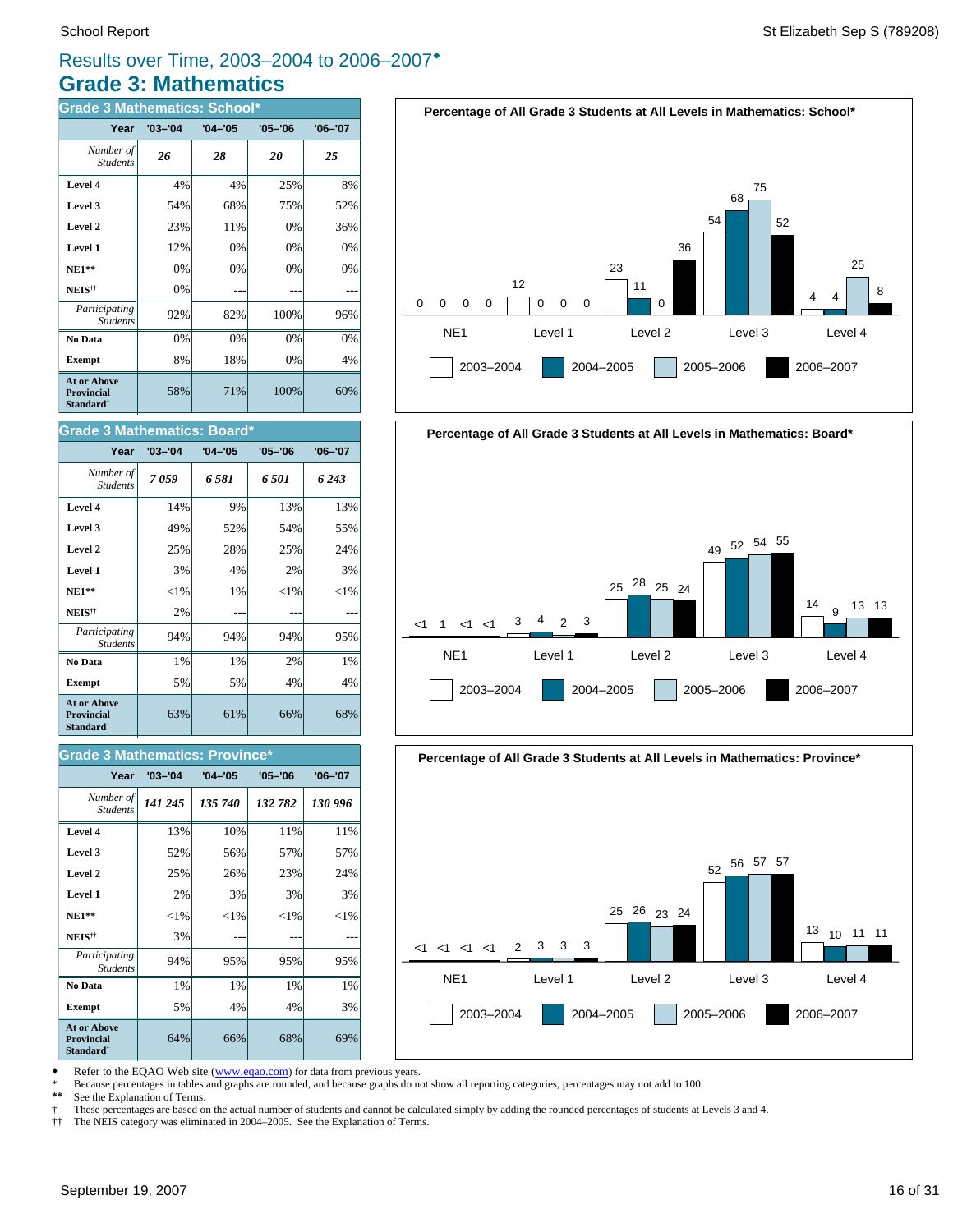# Results over Time, 2003–2004 to 2006–2007♦

## Grade 3: Mathematics

### Grade 3 Mathematics: School*

| Year | '03–'04 | '04–'05 | '05–'06 | '06–'07 |
|---|---|---|---|---|
| *Number of Students* | *26* | *28* | *20* | *25* |
| **Level 4** | 4% | 4% | 25% | 8% |
| **Level 3** | 54% | 68% | 75% | 52% |
| **Level 2** | 23% | 11% | 0% | 36% |
| **Level 1** | 12% | 0% | 0% | 0% |
| **NE1**** | 0% | 0% | 0% | 0% |
| **NEIS**†† | 0% | --- | --- | --- |
| *Participating Students* | 92% | 82% | 100% | 96% |
| **No Data** | 0% | 0% | 0% | 0% |
| **Exempt** | 8% | 18% | 0% | 4% |
| **At or Above Provincial Standard**† | 58% | 71% | 100% | 60% |

### Grade 3 Mathematics: Board*

| Year | '03–'04 | '04–'05 | '05–'06 | '06–'07 |
|---|---|---|---|---|
| *Number of Students* | *7 059* | *6 581* | *6 501* | *6 243* |
| **Level 4** | 14% | 9% | 13% | 13% |
| **Level 3** | 49% | 52% | 54% | 55% |
| **Level 2** | 25% | 28% | 25% | 24% |
| **Level 1** | 3% | 4% | 2% | 3% |
| **NE1**** | <1% | 1% | <1% | <1% |
| **NEIS**†† | 2% | --- | --- | --- |
| *Participating Students* | 94% | 94% | 94% | 95% |
| **No Data** | 1% | 1% | 2% | 1% |
| **Exempt** | 5% | 5% | 4% | 4% |
| **At or Above Provincial Standard**† | 63% | 61% | 66% | 68% |

### Grade 3 Mathematics: Province*

| Year | '03–'04 | '04–'05 | '05–'06 | '06–'07 |
|---|---|---|---|---|
| *Number of Students* | *141 245* | *135 740* | *132 782* | *130 996* |
| **Level 4** | 13% | 10% | 11% | 11% |
| **Level 3** | 52% | 56% | 57% | 57% |
| **Level 2** | 25% | 26% | 23% | 24% |
| **Level 1** | 2% | 3% | 3% | 3% |
| **NE1**** | <1% | <1% | <1% | <1% |
| **NEIS**†† | 3% | --- | --- | --- |
| *Participating Students* | 94% | 95% | 95% | 95% |
| **No Data** | 1% | 1% | 1% | 1% |
| **Exempt** | 5% | 4% | 4% | 3% |
| **At or Above Provincial Standard**† | 64% | 66% | 68% | 69% |

**Percentage of All Grade 3 Students at All Levels in Mathematics: School***

| | 2003–2004 | 2004–2005 | 2005–2006 | 2006–2007 |
|---|---|---|---|---|
| NE1 | 0 | 0 | 0 | 0 |
| Level 1 | 12 | 0 | 0 | 0 |
| Level 2 | 23 | 11 | 0 | 36 |
| Level 3 | 54 | 68 | 75 | 52 |
| Level 4 | 4 | 4 | 25 | 8 |

**Percentage of All Grade 3 Students at All Levels in Mathematics: Board***

| | 2003–2004 | 2004–2005 | 2005–2006 | 2006–2007 |
|---|---|---|---|---|
| NE1 | <1 | 1 | <1 | <1 |
| Level 1 | 3 | 4 | 2 | 3 |
| Level 2 | 25 | 28 | 25 | 24 |
| Level 3 | 49 | 52 | 54 | 55 |
| Level 4 | 14 | 9 | 13 | 13 |

**Percentage of All Grade 3 Students at All Levels in Mathematics: Province***

| | 2003–2004 | 2004–2005 | 2005–2006 | 2006–2007 |
|---|---|---|---|---|
| NE1 | <1 | <1 | <1 | <1 |
| Level 1 | 2 | 3 | 3 | 3 |
| Level 2 | 25 | 26 | 23 | 24 |
| Level 3 | 52 | 56 | 57 | 57 |
| Level 4 | 13 | 10 | 11 | 11 |

♦ Refer to the EQAO Web site (www.eqao.com) for data from previous years.
\* Because percentages in tables and graphs are rounded, and because graphs do not show all reporting categories, percentages may not add to 100.
** See the Explanation of Terms.
† These percentages are based on the actual number of students and cannot be calculated simply by adding the rounded percentages of students at Levels 3 and 4.
†† The NEIS category was eliminated in 2004–2005. See the Explanation of Terms.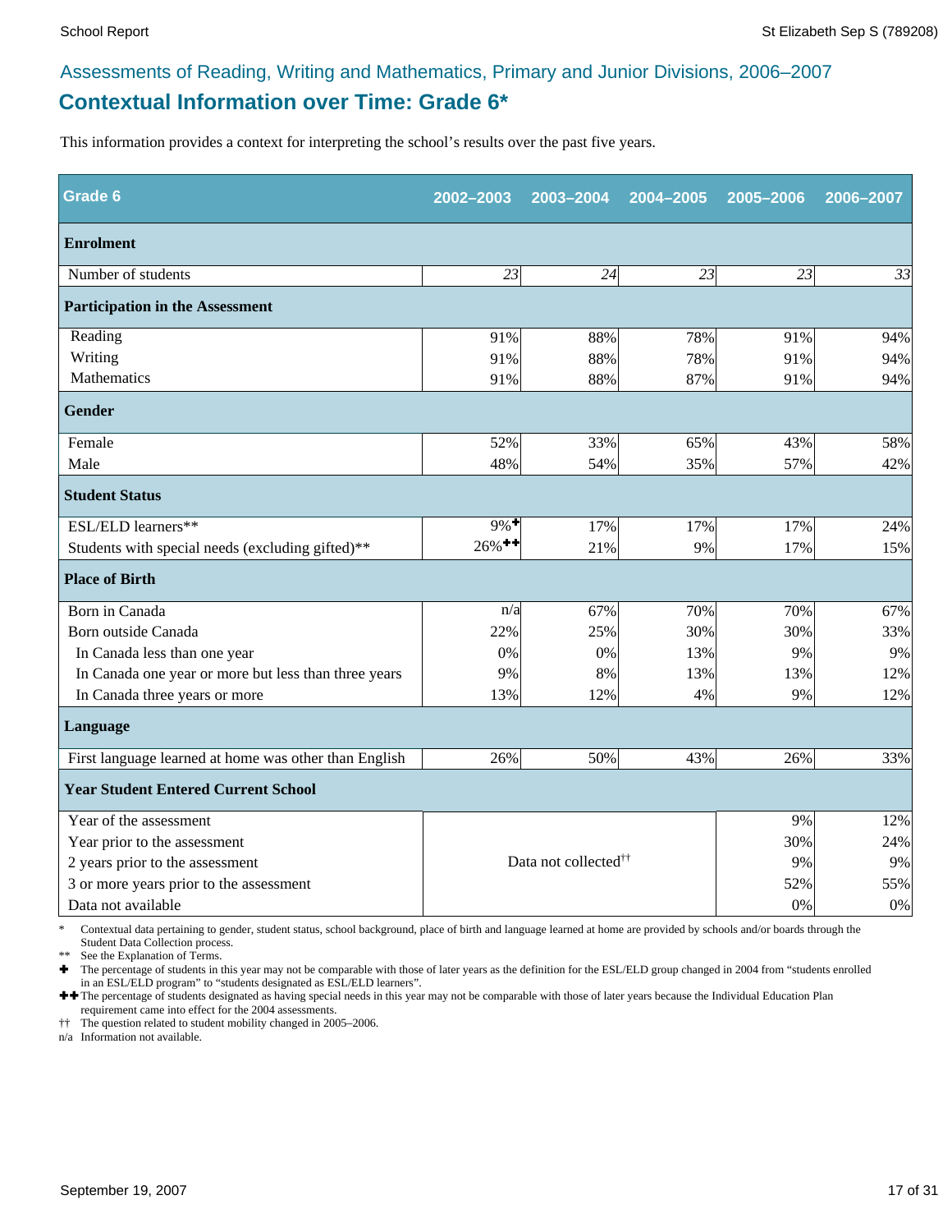Assessments of Reading, Writing and Mathematics, Primary and Junior Divisions, 2006–2007

## Contextual Information over Time: Grade 6*

This information provides a context for interpreting the school's results over the past five years.

| Grade 6 | 2002–2003 | 2003–2004 | 2004–2005 | 2005–2006 | 2006–2007 |
|---|---|---|---|---|---|
| **Enrolment** | | | | | |
| Number of students | *23* | *24* | *23* | *23* | *33* |
| **Participation in the Assessment** | | | | | |
| Reading | 91% | 88% | 78% | 91% | 94% |
| Writing | 91% | 88% | 78% | 91% | 94% |
| Mathematics | 91% | 88% | 87% | 91% | 94% |
| **Gender** | | | | | |
| Female | 52% | 33% | 65% | 43% | 58% |
| Male | 48% | 54% | 35% | 57% | 42% |
| **Student Status** | | | | | |
| ESL/ELD learners** | 9%✚ | 17% | 17% | 17% | 24% |
| Students with special needs (excluding gifted)** | 26%✚✚ | 21% | 9% | 17% | 15% |
| **Place of Birth** | | | | | |
| Born in Canada | n/a | 67% | 70% | 70% | 67% |
| Born outside Canada | 22% | 25% | 30% | 30% | 33% |
| In Canada less than one year | 0% | 0% | 13% | 9% | 9% |
| In Canada one year or more but less than three years | 9% | 8% | 13% | 13% | 12% |
| In Canada three years or more | 13% | 12% | 4% | 9% | 12% |
| **Language** | | | | | |
| First language learned at home was other than English | 26% | 50% | 43% | 26% | 33% |
| **Year Student Entered Current School** | | | | | |
| Year of the assessment | Data not collected†† | | | 9% | 12% |
| Year prior to the assessment | | | | 30% | 24% |
| 2 years prior to the assessment | | | | 9% | 9% |
| 3 or more years prior to the assessment | | | | 52% | 55% |
| Data not available | | | | 0% | 0% |

\* Contextual data pertaining to gender, student status, school background, place of birth and language learned at home are provided by schools and/or boards through the Student Data Collection process.

** See the Explanation of Terms.

✚ The percentage of students in this year may not be comparable with those of later years as the definition for the ESL/ELD group changed in 2004 from "students enrolled in an ESL/ELD program" to "students designated as ESL/ELD learners".

✚✚ The percentage of students designated as having special needs in this year may not be comparable with those of later years because the Individual Education Plan requirement came into effect for the 2004 assessments.

†† The question related to student mobility changed in 2005–2006.

n/a Information not available.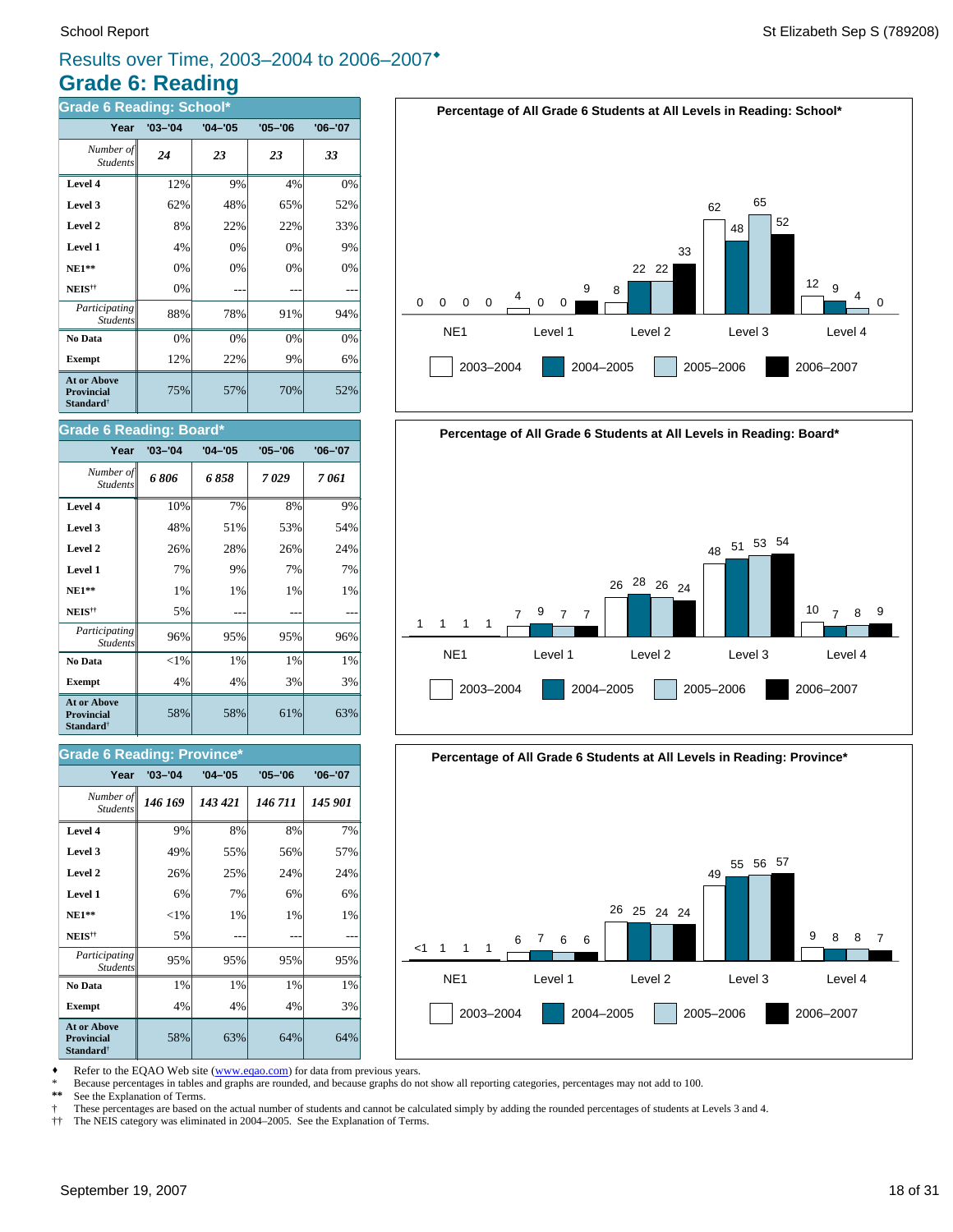## Results over Time, 2003–2004 to 2006–2007♦

# Grade 6: Reading

### Grade 6 Reading: School*

| Year | '03–'04 | '04–'05 | '05–'06 | '06–'07 |
|---|---|---|---|---|
| *Number of Students* | ***24*** | ***23*** | ***23*** | ***33*** |
| **Level 4** | 12% | 9% | 4% | 0% |
| **Level 3** | 62% | 48% | 65% | 52% |
| **Level 2** | 8% | 22% | 22% | 33% |
| **Level 1** | 4% | 0% | 0% | 9% |
| **NE1**** | 0% | 0% | 0% | 0% |
| **NEIS**†† | 0% | --- | --- | --- |
| *Participating Students* | 88% | 78% | 91% | 94% |
| **No Data** | 0% | 0% | 0% | 0% |
| **Exempt** | 12% | 22% | 9% | 6% |
| **At or Above Provincial Standard**† | 75% | 57% | 70% | 52% |

### Grade 6 Reading: Board*

| Year | '03–'04 | '04–'05 | '05–'06 | '06–'07 |
|---|---|---|---|---|
| *Number of Students* | ***6 806*** | ***6 858*** | ***7 029*** | ***7 061*** |
| **Level 4** | 10% | 7% | 8% | 9% |
| **Level 3** | 48% | 51% | 53% | 54% |
| **Level 2** | 26% | 28% | 26% | 24% |
| **Level 1** | 7% | 9% | 7% | 7% |
| **NE1**** | 1% | 1% | 1% | 1% |
| **NEIS**†† | 5% | --- | --- | --- |
| *Participating Students* | 96% | 95% | 95% | 96% |
| **No Data** | <1% | 1% | 1% | 1% |
| **Exempt** | 4% | 4% | 3% | 3% |
| **At or Above Provincial Standard**† | 58% | 58% | 61% | 63% |

### Grade 6 Reading: Province*

| Year | '03–'04 | '04–'05 | '05–'06 | '06–'07 |
|---|---|---|---|---|
| *Number of Students* | ***146 169*** | ***143 421*** | ***146 711*** | ***145 901*** |
| **Level 4** | 9% | 8% | 8% | 7% |
| **Level 3** | 49% | 55% | 56% | 57% |
| **Level 2** | 26% | 25% | 24% | 24% |
| **Level 1** | 6% | 7% | 6% | 6% |
| **NE1**** | <1% | 1% | 1% | 1% |
| **NEIS**†† | 5% | --- | --- | --- |
| *Participating Students* | 95% | 95% | 95% | 95% |
| **No Data** | 1% | 1% | 1% | 1% |
| **Exempt** | 4% | 4% | 4% | 3% |
| **At or Above Provincial Standard**† | 58% | 63% | 64% | 64% |

**Percentage of All Grade 6 Students at All Levels in Reading: School***

| | NE1 | Level 1 | Level 2 | Level 3 | Level 4 |
|---|---|---|---|---|---|
| 2003–2004 | 0 | 4 | 8 | 62 | 12 |
| 2004–2005 | 0 | 0 | 22 | 48 | 9 |
| 2005–2006 | 0 | 0 | 22 | 65 | 4 |
| 2006–2007 | 0 | 9 | 33 | 52 | 0 |

**Percentage of All Grade 6 Students at All Levels in Reading: Board***

| | NE1 | Level 1 | Level 2 | Level 3 | Level 4 |
|---|---|---|---|---|---|
| 2003–2004 | 1 | 7 | 26 | 48 | 10 |
| 2004–2005 | 1 | 9 | 28 | 51 | 7 |
| 2005–2006 | 1 | 7 | 26 | 53 | 8 |
| 2006–2007 | 1 | 7 | 24 | 54 | 9 |

**Percentage of All Grade 6 Students at All Levels in Reading: Province***

| | NE1 | Level 1 | Level 2 | Level 3 | Level 4 |
|---|---|---|---|---|---|
| 2003–2004 | <1 | 6 | 26 | 49 | 9 |
| 2004–2005 | 1 | 7 | 25 | 55 | 8 |
| 2005–2006 | 1 | 6 | 24 | 56 | 8 |
| 2006–2007 | 1 | 6 | 24 | 57 | 7 |

♦ Refer to the EQAO Web site (www.eqao.com) for data from previous years.
\* Because percentages in tables and graphs are rounded, and because graphs do not show all reporting categories, percentages may not add to 100.
** See the Explanation of Terms.
† These percentages are based on the actual number of students and cannot be calculated simply by adding the rounded percentages of students at Levels 3 and 4.
†† The NEIS category was eliminated in 2004–2005. See the Explanation of Terms.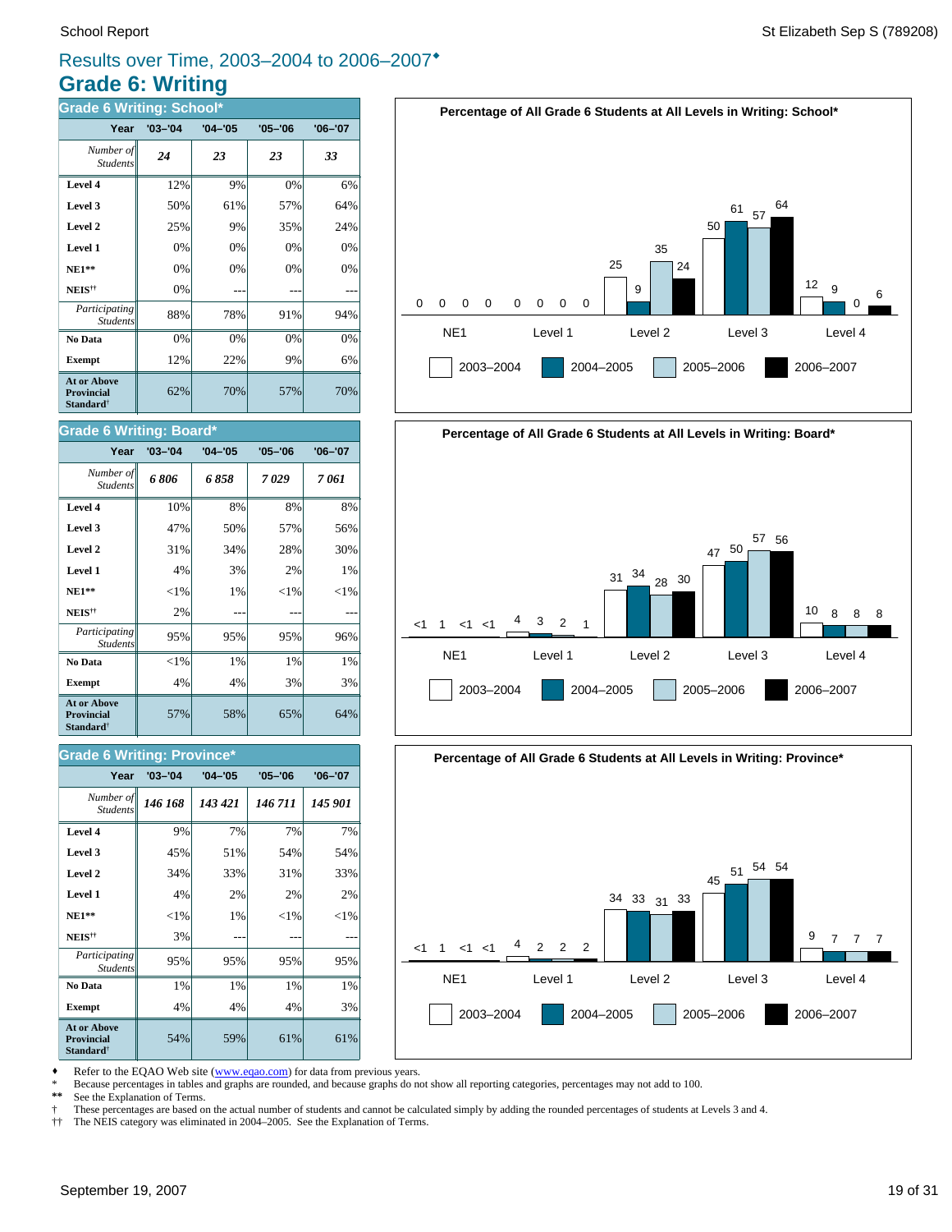## Results over Time, 2003–2004 to 2006–2007♦

# Grade 6: Writing

### Grade 6 Writing: School*

| Year | '03–'04 | '04–'05 | '05–'06 | '06–'07 |
|---|---|---|---|---|
| *Number of Students* | ***24*** | ***23*** | ***23*** | ***33*** |
| **Level 4** | 12% | 9% | 0% | 6% |
| **Level 3** | 50% | 61% | 57% | 64% |
| **Level 2** | 25% | 9% | 35% | 24% |
| **Level 1** | 0% | 0% | 0% | 0% |
| **NE1**** | 0% | 0% | 0% | 0% |
| **NEIS††** | 0% | --- | --- | --- |
| *Participating Students* | 88% | 78% | 91% | 94% |
| **No Data** | 0% | 0% | 0% | 0% |
| **Exempt** | 12% | 22% | 9% | 6% |
| **At or Above Provincial Standard†** | 62% | 70% | 57% | 70% |

**Percentage of All Grade 6 Students at All Levels in Writing: School***

| | NE1 | Level 1 | Level 2 | Level 3 | Level 4 |
|---|---|---|---|---|---|
| 2003–2004 | 0 | 0 | 25 | 50 | 12 |
| 2004–2005 | 0 | 0 | 9 | 61 | 9 |
| 2005–2006 | 0 | 0 | 35 | 57 | 0 |
| 2006–2007 | 0 | 0 | 24 | 64 | 6 |

### Grade 6 Writing: Board*

| Year | '03–'04 | '04–'05 | '05–'06 | '06–'07 |
|---|---|---|---|---|
| *Number of Students* | ***6 806*** | ***6 858*** | ***7 029*** | ***7 061*** |
| **Level 4** | 10% | 8% | 8% | 8% |
| **Level 3** | 47% | 50% | 57% | 56% |
| **Level 2** | 31% | 34% | 28% | 30% |
| **Level 1** | 4% | 3% | 2% | 1% |
| **NE1**** | <1% | 1% | <1% | <1% |
| **NEIS††** | 2% | --- | --- | --- |
| *Participating Students* | 95% | 95% | 95% | 96% |
| **No Data** | <1% | 1% | 1% | 1% |
| **Exempt** | 4% | 4% | 3% | 3% |
| **At or Above Provincial Standard†** | 57% | 58% | 65% | 64% |

**Percentage of All Grade 6 Students at All Levels in Writing: Board***

| | NE1 | Level 1 | Level 2 | Level 3 | Level 4 |
|---|---|---|---|---|---|
| 2003–2004 | <1 | 4 | 31 | 47 | 10 |
| 2004–2005 | 1 | 3 | 34 | 50 | 8 |
| 2005–2006 | <1 | 2 | 28 | 57 | 8 |
| 2006–2007 | <1 | 1 | 30 | 56 | 8 |

### Grade 6 Writing: Province*

| Year | '03–'04 | '04–'05 | '05–'06 | '06–'07 |
|---|---|---|---|---|
| *Number of Students* | ***146 168*** | ***143 421*** | ***146 711*** | ***145 901*** |
| **Level 4** | 9% | 7% | 7% | 7% |
| **Level 3** | 45% | 51% | 54% | 54% |
| **Level 2** | 34% | 33% | 31% | 33% |
| **Level 1** | 4% | 2% | 2% | 2% |
| **NE1**** | <1% | 1% | <1% | <1% |
| **NEIS††** | 3% | --- | --- | --- |
| *Participating Students* | 95% | 95% | 95% | 95% |
| **No Data** | 1% | 1% | 1% | 1% |
| **Exempt** | 4% | 4% | 4% | 3% |
| **At or Above Provincial Standard†** | 54% | 59% | 61% | 61% |

**Percentage of All Grade 6 Students at All Levels in Writing: Province***

| | NE1 | Level 1 | Level 2 | Level 3 | Level 4 |
|---|---|---|---|---|---|
| 2003–2004 | <1 | 4 | 34 | 45 | 9 |
| 2004–2005 | 1 | 2 | 33 | 51 | 7 |
| 2005–2006 | <1 | 2 | 31 | 54 | 7 |
| 2006–2007 | <1 | 2 | 33 | 54 | 7 |

♦ Refer to the EQAO Web site (www.eqao.com) for data from previous years.

\* Because percentages in tables and graphs are rounded, and because graphs do not show all reporting categories, percentages may not add to 100.

** See the Explanation of Terms.

† These percentages are based on the actual number of students and cannot be calculated simply by adding the rounded percentages of students at Levels 3 and 4.

†† The NEIS category was eliminated in 2004–2005. See the Explanation of Terms.

September 19, 2007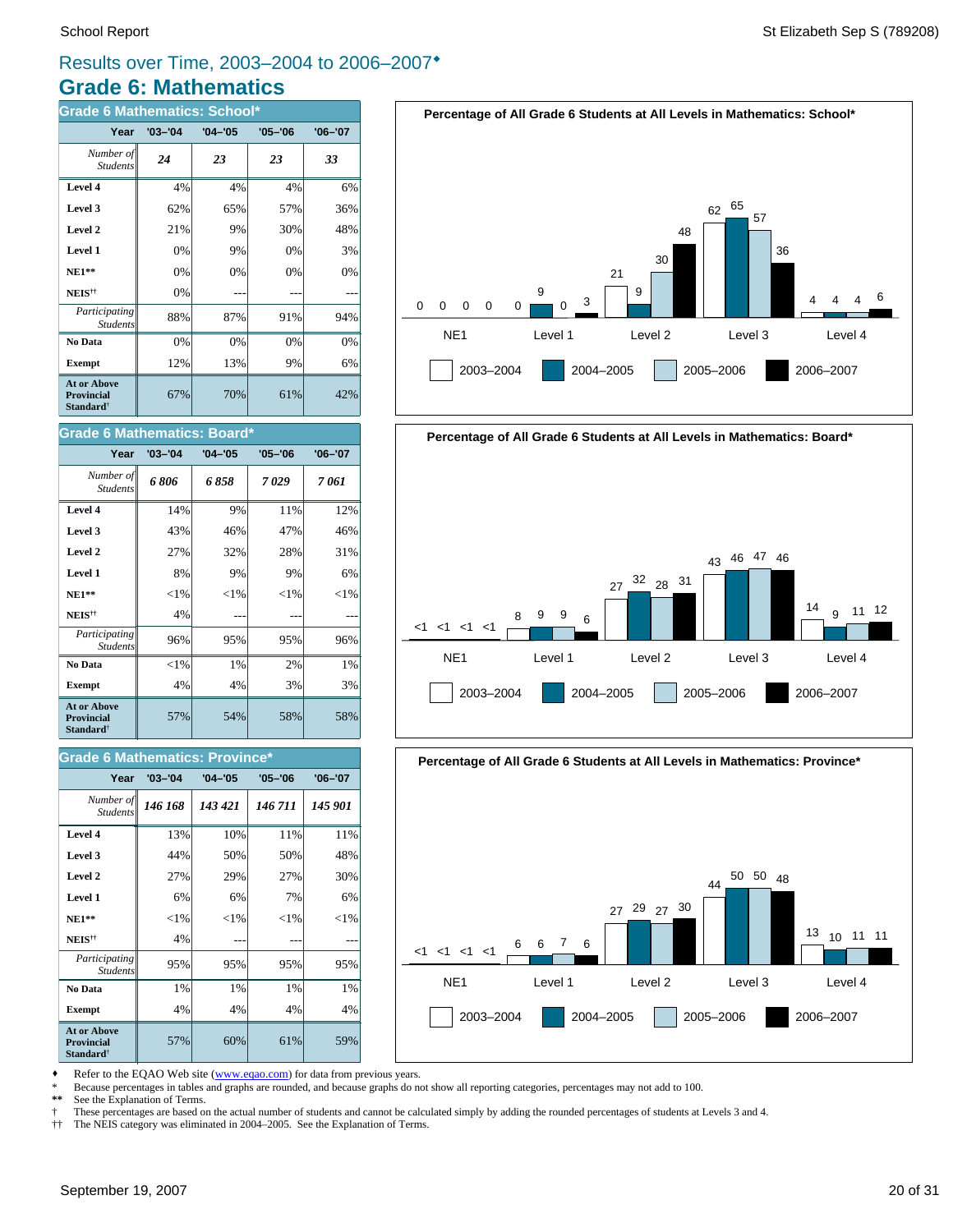# Results over Time, 2003–2004 to 2006–2007♦

## Grade 6: Mathematics

### Grade 6 Mathematics: School*

| Year | '03–'04 | '04–'05 | '05–'06 | '06–'07 |
|---|---|---|---|---|
| *Number of Students* | *24* | *23* | *23* | *33* |
| **Level 4** | 4% | 4% | 4% | 6% |
| **Level 3** | 62% | 65% | 57% | 36% |
| **Level 2** | 21% | 9% | 30% | 48% |
| **Level 1** | 0% | 9% | 0% | 3% |
| **NE1**** | 0% | 0% | 0% | 0% |
| **NEIS††** | 0% | --- | --- | --- |
| *Participating Students* | 88% | 87% | 91% | 94% |
| **No Data** | 0% | 0% | 0% | 0% |
| **Exempt** | 12% | 13% | 9% | 6% |
| **At or Above Provincial Standard†** | 67% | 70% | 61% | 42% |

**Percentage of All Grade 6 Students at All Levels in Mathematics: School***

| | NE1 | Level 1 | Level 2 | Level 3 | Level 4 |
|---|---|---|---|---|---|
| 2003–2004 | 0 | 0 | 21 | 62 | 4 |
| 2004–2005 | 0 | 9 | 9 | 65 | 4 |
| 2005–2006 | 0 | 0 | 30 | 57 | 4 |
| 2006–2007 | 0 | 3 | 48 | 36 | 6 |

### Grade 6 Mathematics: Board*

| Year | '03–'04 | '04–'05 | '05–'06 | '06–'07 |
|---|---|---|---|---|
| *Number of Students* | *6 806* | *6 858* | *7 029* | *7 061* |
| **Level 4** | 14% | 9% | 11% | 12% |
| **Level 3** | 43% | 46% | 47% | 46% |
| **Level 2** | 27% | 32% | 28% | 31% |
| **Level 1** | 8% | 9% | 9% | 6% |
| **NE1**** | <1% | <1% | <1% | <1% |
| **NEIS††** | 4% | --- | --- | --- |
| *Participating Students* | 96% | 95% | 95% | 96% |
| **No Data** | <1% | 1% | 2% | 1% |
| **Exempt** | 4% | 4% | 3% | 3% |
| **At or Above Provincial Standard†** | 57% | 54% | 58% | 58% |

**Percentage of All Grade 6 Students at All Levels in Mathematics: Board***

| | NE1 | Level 1 | Level 2 | Level 3 | Level 4 |
|---|---|---|---|---|---|
| 2003–2004 | <1 | 8 | 27 | 43 | 14 |
| 2004–2005 | <1 | 9 | 32 | 46 | 9 |
| 2005–2006 | <1 | 9 | 28 | 47 | 11 |
| 2006–2007 | <1 | 6 | 31 | 46 | 12 |

### Grade 6 Mathematics: Province*

| Year | '03–'04 | '04–'05 | '05–'06 | '06–'07 |
|---|---|---|---|---|
| *Number of Students* | *146 168* | *143 421* | *146 711* | *145 901* |
| **Level 4** | 13% | 10% | 11% | 11% |
| **Level 3** | 44% | 50% | 50% | 48% |
| **Level 2** | 27% | 29% | 27% | 30% |
| **Level 1** | 6% | 6% | 7% | 6% |
| **NE1**** | <1% | <1% | <1% | <1% |
| **NEIS††** | 4% | --- | --- | --- |
| *Participating Students* | 95% | 95% | 95% | 95% |
| **No Data** | 1% | 1% | 1% | 1% |
| **Exempt** | 4% | 4% | 4% | 4% |
| **At or Above Provincial Standard†** | 57% | 60% | 61% | 59% |

**Percentage of All Grade 6 Students at All Levels in Mathematics: Province***

| | NE1 | Level 1 | Level 2 | Level 3 | Level 4 |
|---|---|---|---|---|---|
| 2003–2004 | <1 | 6 | 27 | 44 | 13 |
| 2004–2005 | <1 | 6 | 29 | 50 | 10 |
| 2005–2006 | <1 | 7 | 27 | 50 | 11 |
| 2006–2007 | <1 | 6 | 30 | 48 | 11 |

♦ Refer to the EQAO Web site (www.eqao.com) for data from previous years.
\* Because percentages in tables and graphs are rounded, and because graphs do not show all reporting categories, percentages may not add to 100.
** See the Explanation of Terms.
† These percentages are based on the actual number of students and cannot be calculated simply by adding the rounded percentages of students at Levels 3 and 4.
†† The NEIS category was eliminated in 2004–2005. See the Explanation of Terms.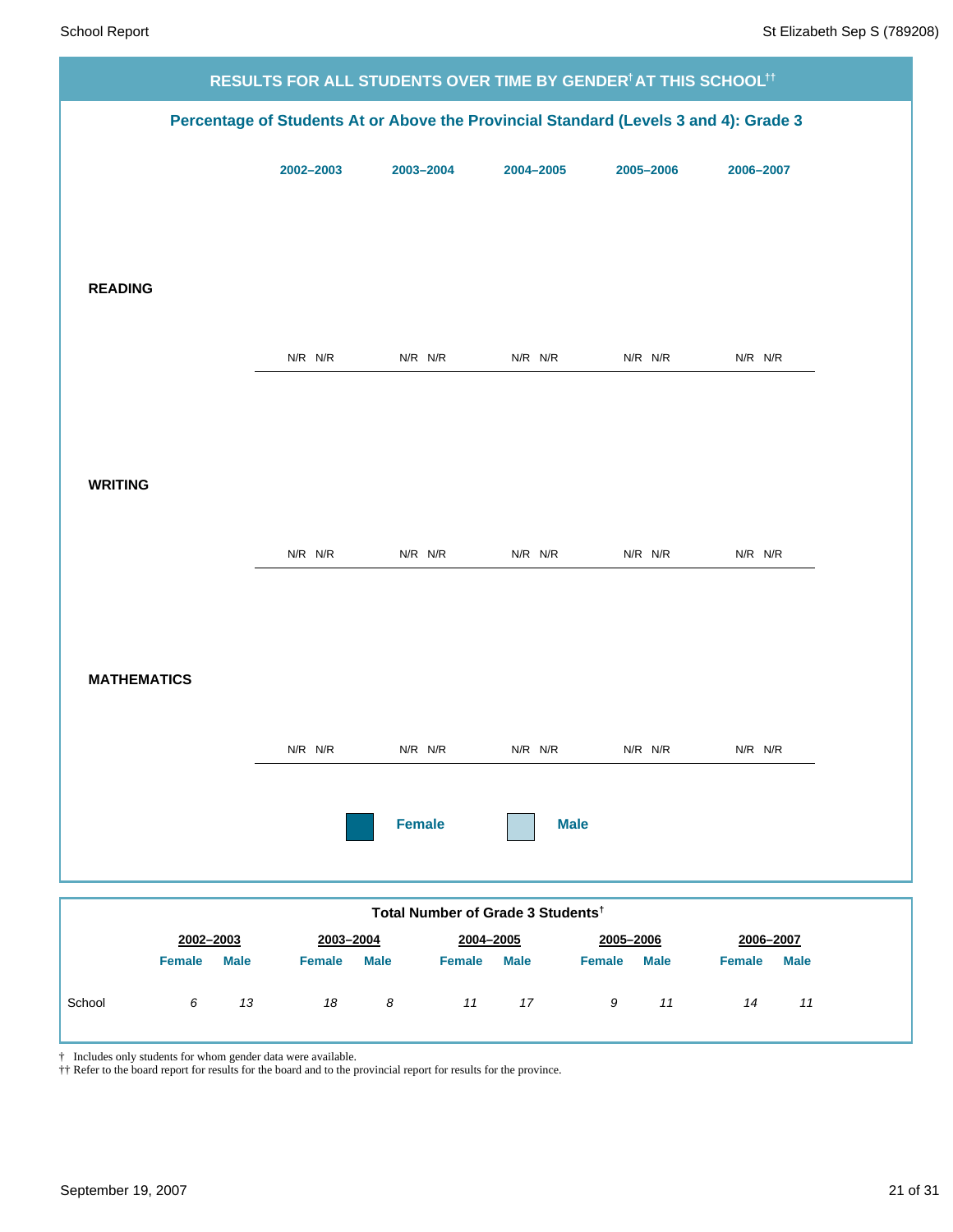## RESULTS FOR ALL STUDENTS OVER TIME BY GENDER[†] AT THIS SCHOOL[††]

### Percentage of Students At or Above the Provincial Standard (Levels 3 and 4): Grade 3

| | 2002–2003 | | 2003–2004 | | 2004–2005 | | 2005–2006 | | 2006–2007 | |
|---|---|---|---|---|---|---|---|---|---|---|
| | Female | Male | Female | Male | Female | Male | Female | Male | Female | Male |
| **READING** | N/R | N/R | N/R | N/R | N/R | N/R | N/R | N/R | N/R | N/R |
| **WRITING** | N/R | N/R | N/R | N/R | N/R | N/R | N/R | N/R | N/R | N/R |
| **MATHEMATICS** | N/R | N/R | N/R | N/R | N/R | N/R | N/R | N/R | N/R | N/R |

**Female** **Male**

### Total Number of Grade 3 Students[†]

| | 2002–2003 | | 2003–2004 | | 2004–2005 | | 2005–2006 | | 2006–2007 | |
|---|---|---|---|---|---|---|---|---|---|---|
| | Female | Male | Female | Male | Female | Male | Female | Male | Female | Male |
| School | *6* | *13* | *18* | *8* | *11* | *17* | *9* | *11* | *14* | *11* |

† Includes only students for whom gender data were available.
†† Refer to the board report for results for the board and to the provincial report for results for the province.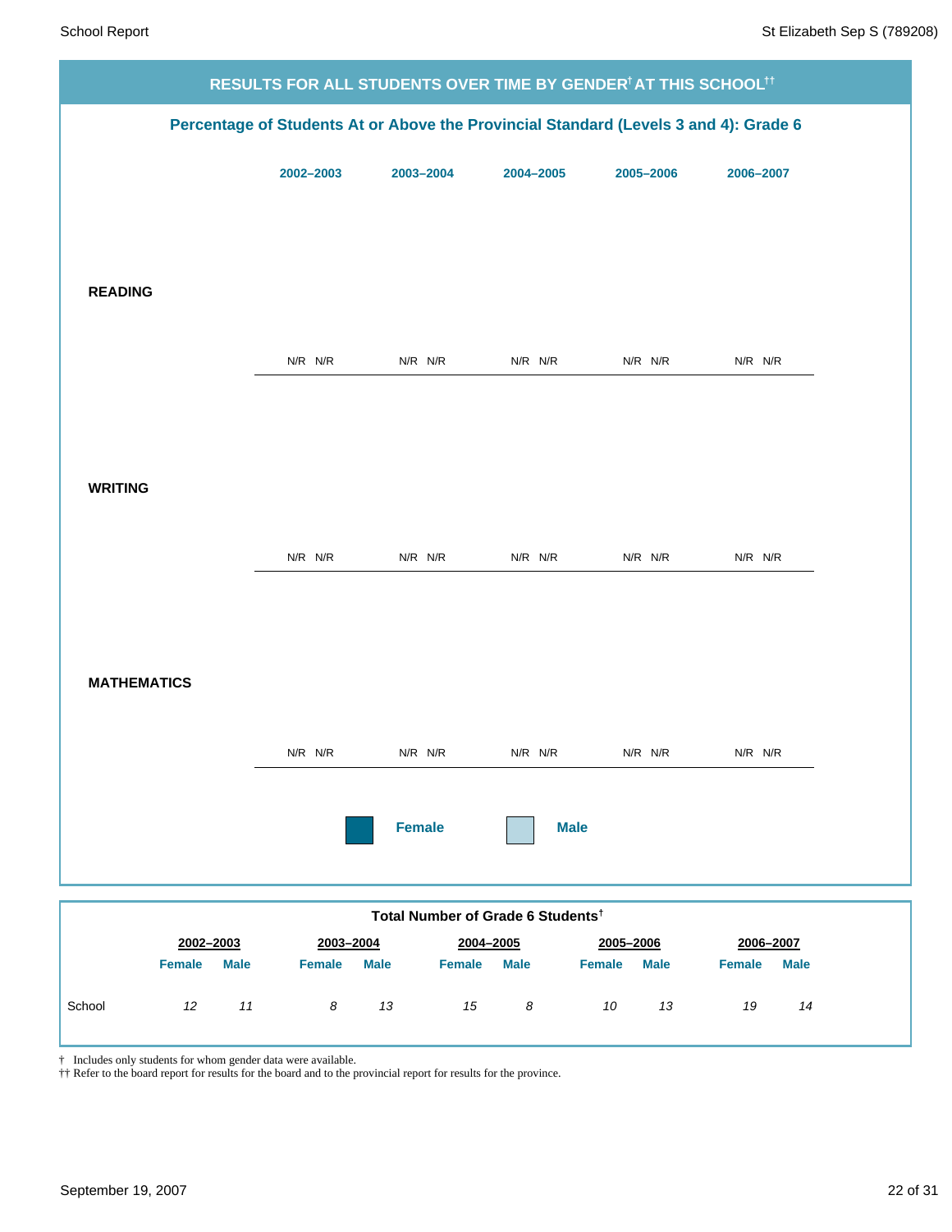## RESULTS FOR ALL STUDENTS OVER TIME BY GENDER[†] AT THIS SCHOOL[††]

### Percentage of Students At or Above the Provincial Standard (Levels 3 and 4): Grade 6

| | 2002–2003 | | 2003–2004 | | 2004–2005 | | 2005–2006 | | 2006–2007 | |
|---|---|---|---|---|---|---|---|---|---|---|
| | Female | Male | Female | Male | Female | Male | Female | Male | Female | Male |
| **READING** | N/R | N/R | N/R | N/R | N/R | N/R | N/R | N/R | N/R | N/R |
| **WRITING** | N/R | N/R | N/R | N/R | N/R | N/R | N/R | N/R | N/R | N/R |
| **MATHEMATICS** | N/R | N/R | N/R | N/R | N/R | N/R | N/R | N/R | N/R | N/R |

Female / Male

### Total Number of Grade 6 Students[†]

| | 2002–2003 | | 2003–2004 | | 2004–2005 | | 2005–2006 | | 2006–2007 | |
|---|---|---|---|---|---|---|---|---|---|---|
| | Female | Male | Female | Male | Female | Male | Female | Male | Female | Male |
| School | *12* | *11* | *8* | *13* | *15* | *8* | *10* | *13* | *19* | *14* |

† Includes only students for whom gender data were available.
†† Refer to the board report for results for the board and to the provincial report for results for the province.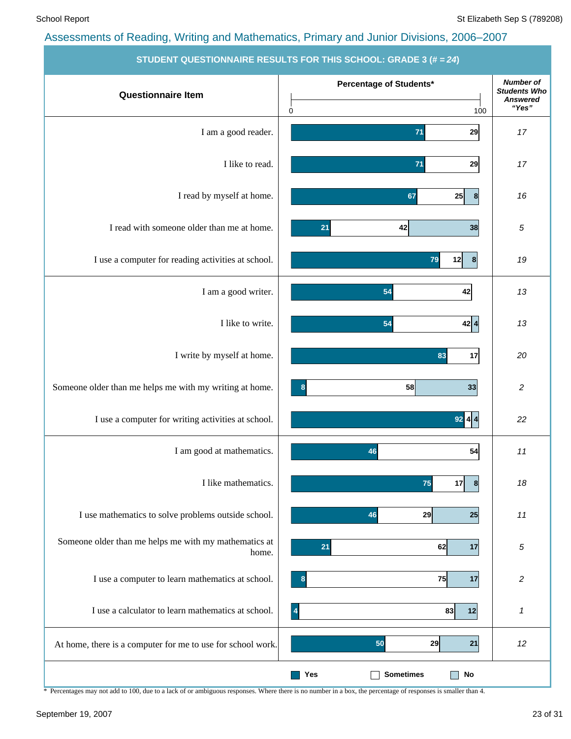## Assessments of Reading, Writing and Mathematics, Primary and Junior Divisions, 2006–2007

**STUDENT QUESTIONNAIRE RESULTS FOR THIS SCHOOL: GRADE 3 (# = *24*)**

| Questionnaire Item | Yes (%) | Sometimes (%) | No (%) | Number of Students Who Answered "Yes" |
|---|---|---|---|---|
| I am a good reader. | 71 | 29 | | 17 |
| I like to read. | 71 | 29 | | 17 |
| I read by myself at home. | 67 | 25 | 8 | 16 |
| I read with someone older than me at home. | 21 | 42 | 38 | 5 |
| I use a computer for reading activities at school. | 79 | 12 | 8 | 19 |
| I am a good writer. | 54 | 42 | | 13 |
| I like to write. | 54 | 42 | 4 | 13 |
| I write by myself at home. | 83 | 17 | | 20 |
| Someone older than me helps me with my writing at home. | 8 | 58 | 33 | 2 |
| I use a computer for writing activities at school. | 92 | 4 | 4 | 22 |
| I am good at mathematics. | 46 | 54 | | 11 |
| I like mathematics. | 75 | 17 | 8 | 18 |
| I use mathematics to solve problems outside school. | 46 | 29 | 25 | 11 |
| Someone older than me helps me with my mathematics at home. | 21 | 62 | 17 | 5 |
| I use a computer to learn mathematics at school. | 8 | 75 | 17 | 2 |
| I use a calculator to learn mathematics at school. | 4 | 83 | 12 | 1 |
| At home, there is a computer for me to use for school work. | 50 | 29 | 21 | 12 |

\* Percentages may not add to 100, due to a lack of or ambiguous responses. Where there is no number in a box, the percentage of responses is smaller than 4.

September 19, 2007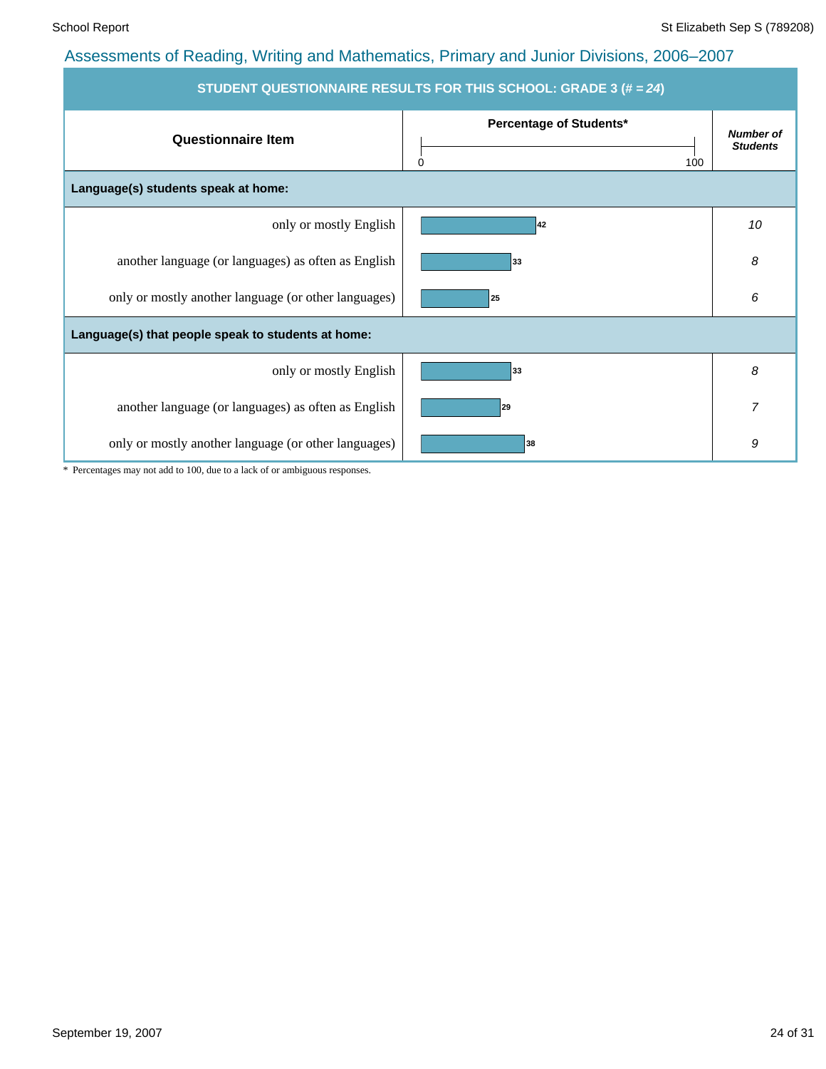## Assessments of Reading, Writing and Mathematics, Primary and Junior Divisions, 2006–2007

| STUDENT QUESTIONNAIRE RESULTS FOR THIS SCHOOL: GRADE 3 (# = *24*) | | |
|---|---|---|
| **Questionnaire Item** | **Percentage of Students*** (0–100) | ***Number of Students*** |
| **Language(s) students speak at home:** | | |
| only or mostly English | 42 | *10* |
| another language (or languages) as often as English | 33 | *8* |
| only or mostly another language (or other languages) | 25 | *6* |
| **Language(s) that people speak to students at home:** | | |
| only or mostly English | 33 | *8* |
| another language (or languages) as often as English | 29 | *7* |
| only or mostly another language (or other languages) | 38 | *9* |

* Percentages may not add to 100, due to a lack of or ambiguous responses.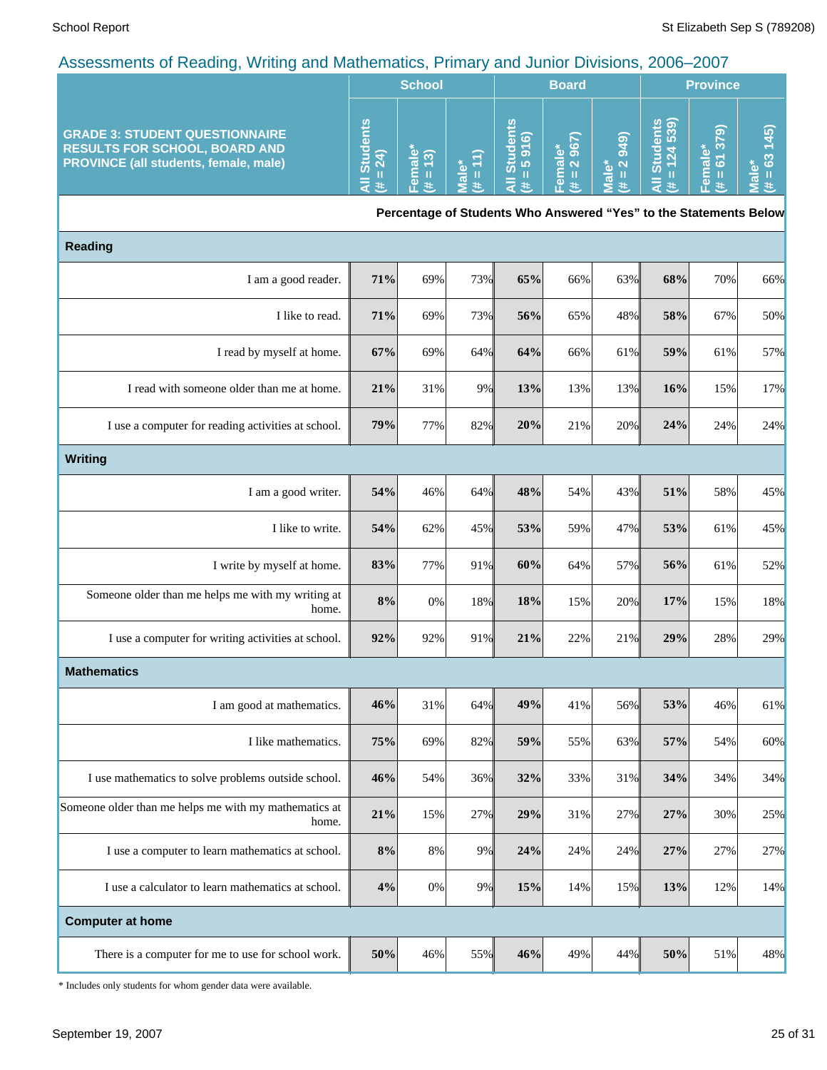## Assessments of Reading, Writing and Mathematics, Primary and Junior Divisions, 2006–2007

| GRADE 3: STUDENT QUESTIONNAIRE RESULTS FOR SCHOOL, BOARD AND PROVINCE (all students, female, male) | School | | | Board | | | Province | | |
|---|---|---|---|---|---|---|---|---|---|
| | All Students (# = 24) | Female* (# = 13) | Male* (# = 11) | All Students (# = 5 916) | Female* (# = 2 967) | Male* (# = 2 949) | All Students (# = 124 539) | Female* (# = 61 379) | Male* (# = 63 145) |
| | **Percentage of Students Who Answered "Yes" to the Statements Below** | | | | | | | | |
| **Reading** | | | | | | | | | |
| I am a good reader. | **71%** | 69% | 73% | **65%** | 66% | 63% | **68%** | 70% | 66% |
| I like to read. | **71%** | 69% | 73% | **56%** | 65% | 48% | **58%** | 67% | 50% |
| I read by myself at home. | **67%** | 69% | 64% | **64%** | 66% | 61% | **59%** | 61% | 57% |
| I read with someone older than me at home. | **21%** | 31% | 9% | **13%** | 13% | 13% | **16%** | 15% | 17% |
| I use a computer for reading activities at school. | **79%** | 77% | 82% | **20%** | 21% | 20% | **24%** | 24% | 24% |
| **Writing** | | | | | | | | | |
| I am a good writer. | **54%** | 46% | 64% | **48%** | 54% | 43% | **51%** | 58% | 45% |
| I like to write. | **54%** | 62% | 45% | **53%** | 59% | 47% | **53%** | 61% | 45% |
| I write by myself at home. | **83%** | 77% | 91% | **60%** | 64% | 57% | **56%** | 61% | 52% |
| Someone older than me helps me with my writing at home. | **8%** | 0% | 18% | **18%** | 15% | 20% | **17%** | 15% | 18% |
| I use a computer for writing activities at school. | **92%** | 92% | 91% | **21%** | 22% | 21% | **29%** | 28% | 29% |
| **Mathematics** | | | | | | | | | |
| I am good at mathematics. | **46%** | 31% | 64% | **49%** | 41% | 56% | **53%** | 46% | 61% |
| I like mathematics. | **75%** | 69% | 82% | **59%** | 55% | 63% | **57%** | 54% | 60% |
| I use mathematics to solve problems outside school. | **46%** | 54% | 36% | **32%** | 33% | 31% | **34%** | 34% | 34% |
| Someone older than me helps me with my mathematics at home. | **21%** | 15% | 27% | **29%** | 31% | 27% | **27%** | 30% | 25% |
| I use a computer to learn mathematics at school. | **8%** | 8% | 9% | **24%** | 24% | 24% | **27%** | 27% | 27% |
| I use a calculator to learn mathematics at school. | **4%** | 0% | 9% | **15%** | 14% | 15% | **13%** | 12% | 14% |
| **Computer at home** | | | | | | | | | |
| There is a computer for me to use for school work. | **50%** | 46% | 55% | **46%** | 49% | 44% | **50%** | 51% | 48% |

\* Includes only students for whom gender data were available.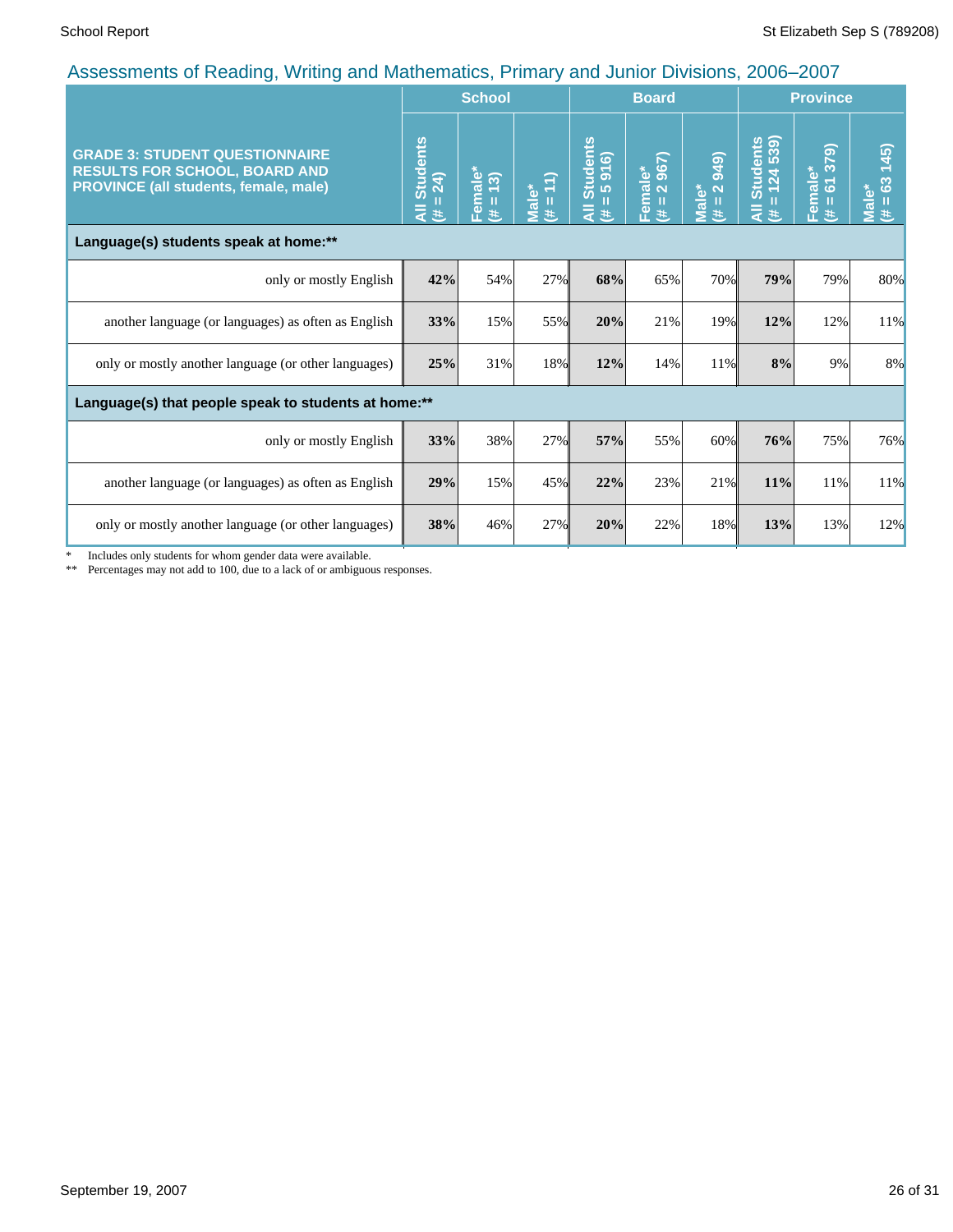## Assessments of Reading, Writing and Mathematics, Primary and Junior Divisions, 2006–2007

| GRADE 3: STUDENT QUESTIONNAIRE RESULTS FOR SCHOOL, BOARD AND PROVINCE (all students, female, male) | School | | | Board | | | Province | | |
|---|---|---|---|---|---|---|---|---|---|
| | All Students (# = 24) | Female* (# = 13) | Male* (# = 11) | All Students (# = 5 916) | Female* (# = 2 967) | Male* (# = 2 949) | All Students (# = 124 539) | Female* (# = 61 379) | Male* (# = 63 145) |
| **Language(s) students speak at home:\*\*** | | | | | | | | | |
| only or mostly English | **42%** | 54% | 27% | **68%** | 65% | 70% | **79%** | 79% | 80% |
| another language (or languages) as often as English | **33%** | 15% | 55% | **20%** | 21% | 19% | **12%** | 12% | 11% |
| only or mostly another language (or other languages) | **25%** | 31% | 18% | **12%** | 14% | 11% | **8%** | 9% | 8% |
| **Language(s) that people speak to students at home:\*\*** | | | | | | | | | |
| only or mostly English | **33%** | 38% | 27% | **57%** | 55% | 60% | **76%** | 75% | 76% |
| another language (or languages) as often as English | **29%** | 15% | 45% | **22%** | 23% | 21% | **11%** | 11% | 11% |
| only or mostly another language (or other languages) | **38%** | 46% | 27% | **20%** | 22% | 18% | **13%** | 13% | 12% |

\* Includes only students for whom gender data were available.

\*\* Percentages may not add to 100, due to a lack of or ambiguous responses.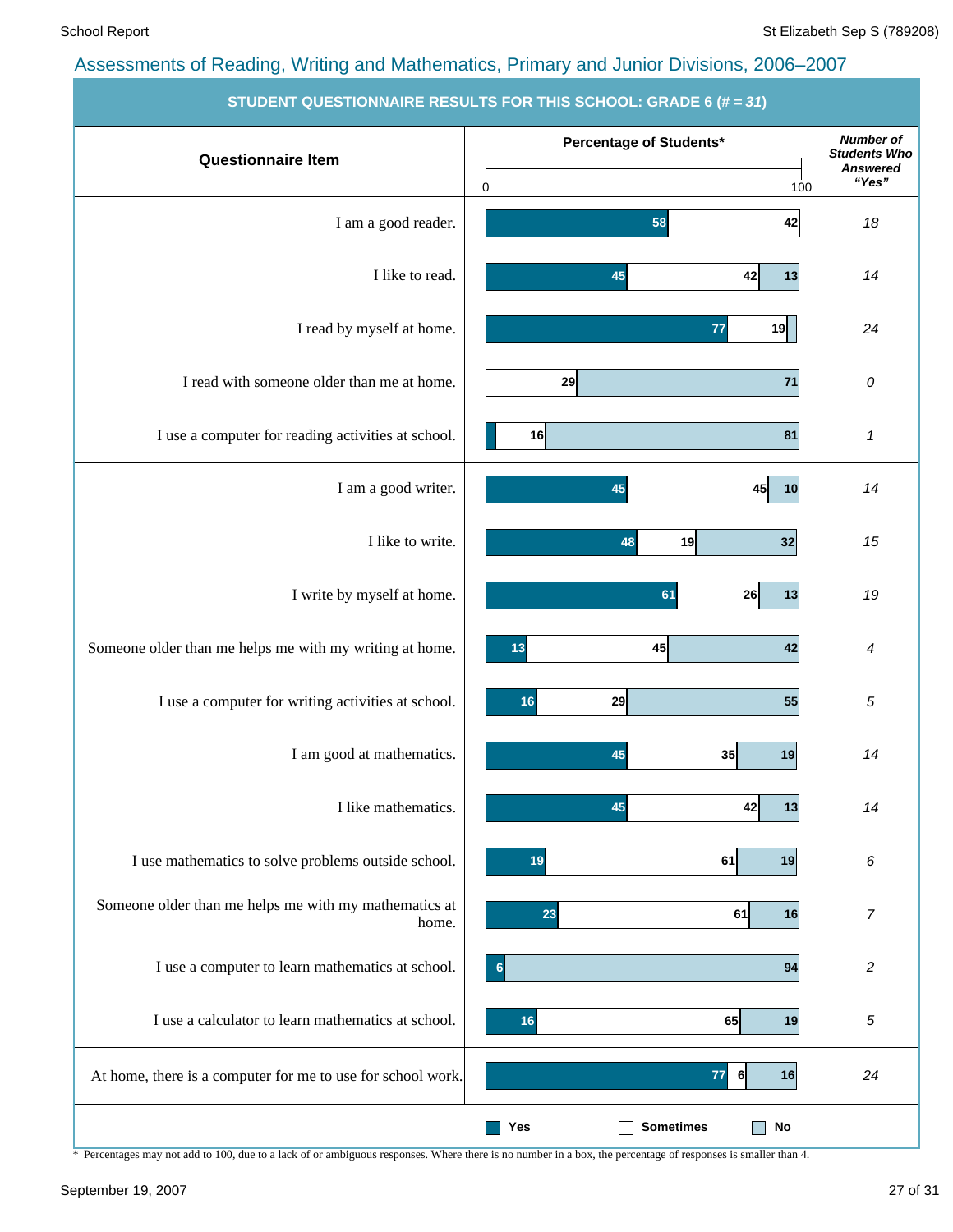# Assessments of Reading, Writing and Mathematics, Primary and Junior Divisions, 2006–2007

## STUDENT QUESTIONNAIRE RESULTS FOR THIS SCHOOL: GRADE 6 (# = 31)

| Questionnaire Item | Yes (%) | Sometimes (%) | No (%) | Number of Students Who Answered "Yes" |
|---|---|---|---|---|
| I am a good reader. | 58 | 42 | | 18 |
| I like to read. | 45 | 42 | 13 | 14 |
| I read by myself at home. | 77 | 19 | | 24 |
| I read with someone older than me at home. | | 29 | 71 | 0 |
| I use a computer for reading activities at school. | | 16 | 81 | 1 |
| I am a good writer. | 45 | 45 | 10 | 14 |
| I like to write. | 48 | 19 | 32 | 15 |
| I write by myself at home. | 61 | 26 | 13 | 19 |
| Someone older than me helps me with my writing at home. | 13 | 45 | 42 | 4 |
| I use a computer for writing activities at school. | 16 | 29 | 55 | 5 |
| I am good at mathematics. | 45 | 35 | 19 | 14 |
| I like mathematics. | 45 | 42 | 13 | 14 |
| I use mathematics to solve problems outside school. | 19 | 61 | 19 | 6 |
| Someone older than me helps me with my mathematics at home. | 23 | 61 | 16 | 7 |
| I use a computer to learn mathematics at school. | 6 | | 94 | 2 |
| I use a calculator to learn mathematics at school. | 16 | 65 | 19 | 5 |
| At home, there is a computer for me to use for school work. | 77 | 6 | 16 | 24 |

\* Percentages may not add to 100, due to a lack of or ambiguous responses. Where there is no number in a box, the percentage of responses is smaller than 4.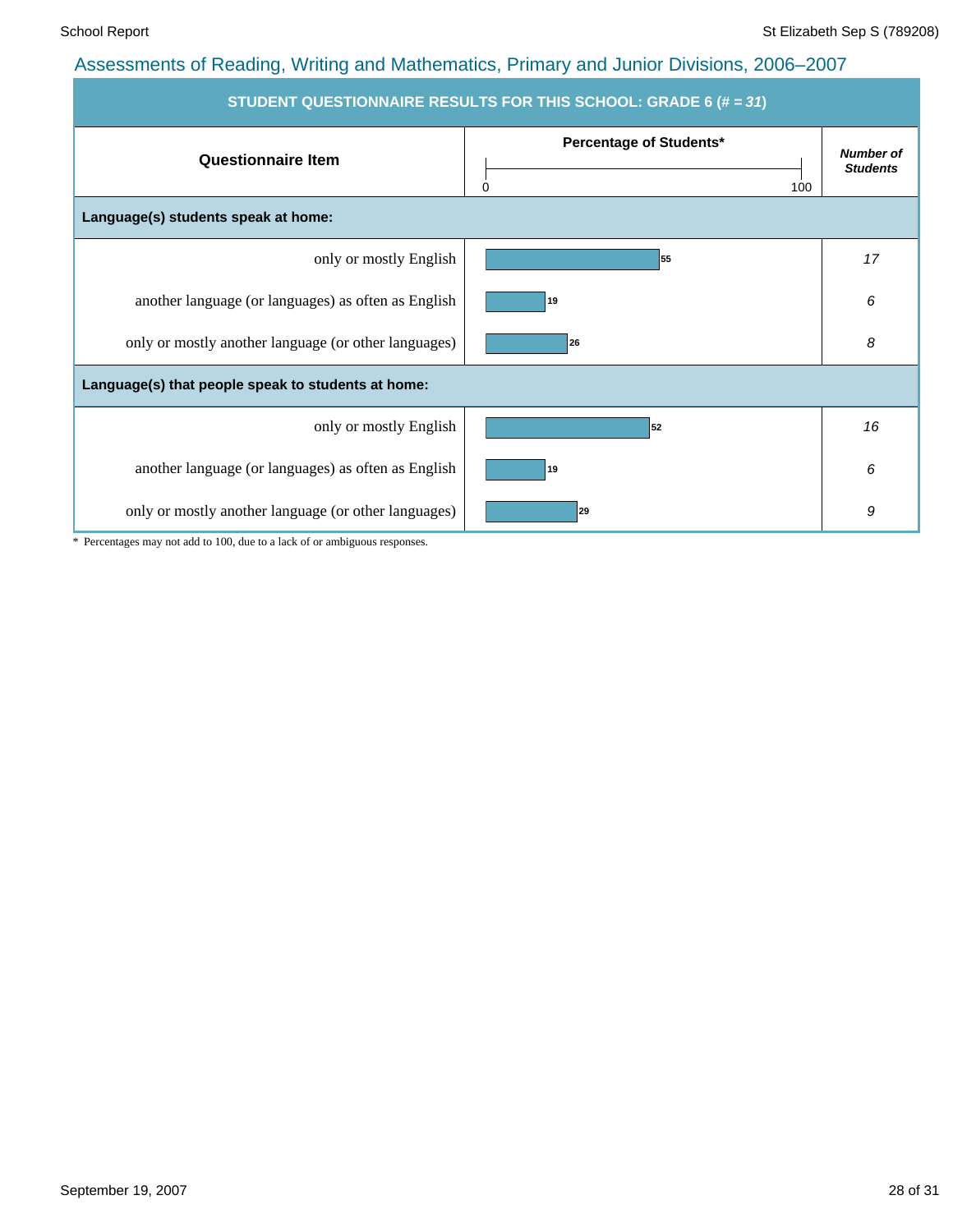## Assessments of Reading, Writing and Mathematics, Primary and Junior Divisions, 2006–2007

**STUDENT QUESTIONNAIRE RESULTS FOR THIS SCHOOL: GRADE 6 (# = *31*)**

| Questionnaire Item | Percentage of Students* (0–100) | *Number of Students* |
|---|---|---|
| **Language(s) students speak at home:** | | |
| only or mostly English | 55 | *17* |
| another language (or languages) as often as English | 19 | *6* |
| only or mostly another language (or other languages) | 26 | *8* |
| **Language(s) that people speak to students at home:** | | |
| only or mostly English | 52 | *16* |
| another language (or languages) as often as English | 19 | *6* |
| only or mostly another language (or other languages) | 29 | *9* |

* Percentages may not add to 100, due to a lack of or ambiguous responses.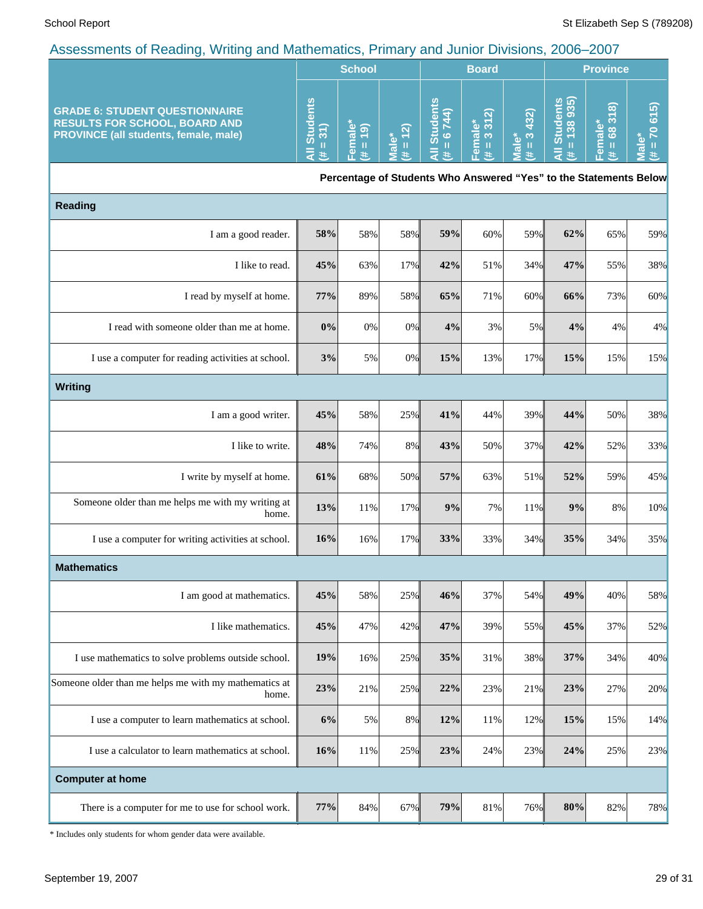## Assessments of Reading, Writing and Mathematics, Primary and Junior Divisions, 2006–2007

| GRADE 6: STUDENT QUESTIONNAIRE RESULTS FOR SCHOOL, BOARD AND PROVINCE (all students, female, male) | School | | | Board | | | Province | | |
|---|---|---|---|---|---|---|---|---|---|
| | All Students (# = 31) | Female* (# = 19) | Male* (# = 12) | All Students (# = 6 744) | Female* (# = 3 312) | Male* (# = 3 432) | All Students (# = 138 935) | Female* (# = 68 318) | Male* (# = 70 615) |
| | Percentage of Students Who Answered "Yes" to the Statements Below | | | | | | | | |
| **Reading** | | | | | | | | | |
| I am a good reader. | **58%** | 58% | 58% | **59%** | 60% | 59% | **62%** | 65% | 59% |
| I like to read. | **45%** | 63% | 17% | **42%** | 51% | 34% | **47%** | 55% | 38% |
| I read by myself at home. | **77%** | 89% | 58% | **65%** | 71% | 60% | **66%** | 73% | 60% |
| I read with someone older than me at home. | **0%** | 0% | 0% | **4%** | 3% | 5% | **4%** | 4% | 4% |
| I use a computer for reading activities at school. | **3%** | 5% | 0% | **15%** | 13% | 17% | **15%** | 15% | 15% |
| **Writing** | | | | | | | | | |
| I am a good writer. | **45%** | 58% | 25% | **41%** | 44% | 39% | **44%** | 50% | 38% |
| I like to write. | **48%** | 74% | 8% | **43%** | 50% | 37% | **42%** | 52% | 33% |
| I write by myself at home. | **61%** | 68% | 50% | **57%** | 63% | 51% | **52%** | 59% | 45% |
| Someone older than me helps me with my writing at home. | **13%** | 11% | 17% | **9%** | 7% | 11% | **9%** | 8% | 10% |
| I use a computer for writing activities at school. | **16%** | 16% | 17% | **33%** | 33% | 34% | **35%** | 34% | 35% |
| **Mathematics** | | | | | | | | | |
| I am good at mathematics. | **45%** | 58% | 25% | **46%** | 37% | 54% | **49%** | 40% | 58% |
| I like mathematics. | **45%** | 47% | 42% | **47%** | 39% | 55% | **45%** | 37% | 52% |
| I use mathematics to solve problems outside school. | **19%** | 16% | 25% | **35%** | 31% | 38% | **37%** | 34% | 40% |
| Someone older than me helps me with my mathematics at home. | **23%** | 21% | 25% | **22%** | 23% | 21% | **23%** | 27% | 20% |
| I use a computer to learn mathematics at school. | **6%** | 5% | 8% | **12%** | 11% | 12% | **15%** | 15% | 14% |
| I use a calculator to learn mathematics at school. | **16%** | 11% | 25% | **23%** | 24% | 23% | **24%** | 25% | 23% |
| **Computer at home** | | | | | | | | | |
| There is a computer for me to use for school work. | **77%** | 84% | 67% | **79%** | 81% | 76% | **80%** | 82% | 78% |

* Includes only students for whom gender data were available.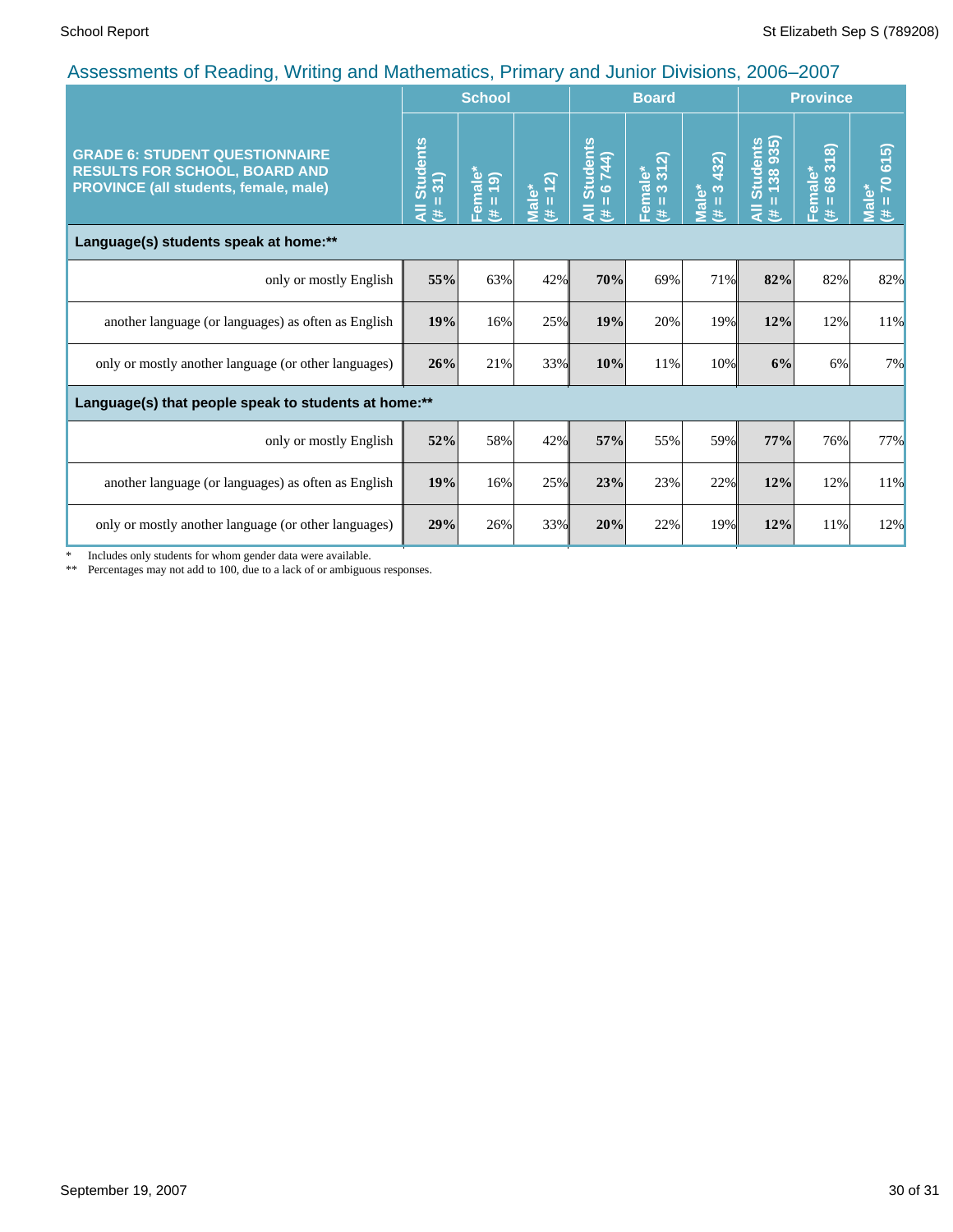## Assessments of Reading, Writing and Mathematics, Primary and Junior Divisions, 2006–2007

| GRADE 6: STUDENT QUESTIONNAIRE RESULTS FOR SCHOOL, BOARD AND PROVINCE (all students, female, male) | School | | | Board | | | Province | | |
|---|---|---|---|---|---|---|---|---|---|
| | All Students (# = 31) | Female* (# = 19) | Male* (# = 12) | All Students (# = 6 744) | Female* (# = 3 312) | Male* (# = 3 432) | All Students (# = 138 935) | Female* (# = 68 318) | Male* (# = 70 615) |
| **Language(s) students speak at home:\*\*** | | | | | | | | | |
| only or mostly English | **55%** | 63% | 42% | **70%** | 69% | 71% | **82%** | 82% | 82% |
| another language (or languages) as often as English | **19%** | 16% | 25% | **19%** | 20% | 19% | **12%** | 12% | 11% |
| only or mostly another language (or other languages) | **26%** | 21% | 33% | **10%** | 11% | 10% | **6%** | 6% | 7% |
| **Language(s) that people speak to students at home:\*\*** | | | | | | | | | |
| only or mostly English | **52%** | 58% | 42% | **57%** | 55% | 59% | **77%** | 76% | 77% |
| another language (or languages) as often as English | **19%** | 16% | 25% | **23%** | 23% | 22% | **12%** | 12% | 11% |
| only or mostly another language (or other languages) | **29%** | 26% | 33% | **20%** | 22% | 19% | **12%** | 11% | 12% |

\* Includes only students for whom gender data were available.

\*\* Percentages may not add to 100, due to a lack of or ambiguous responses.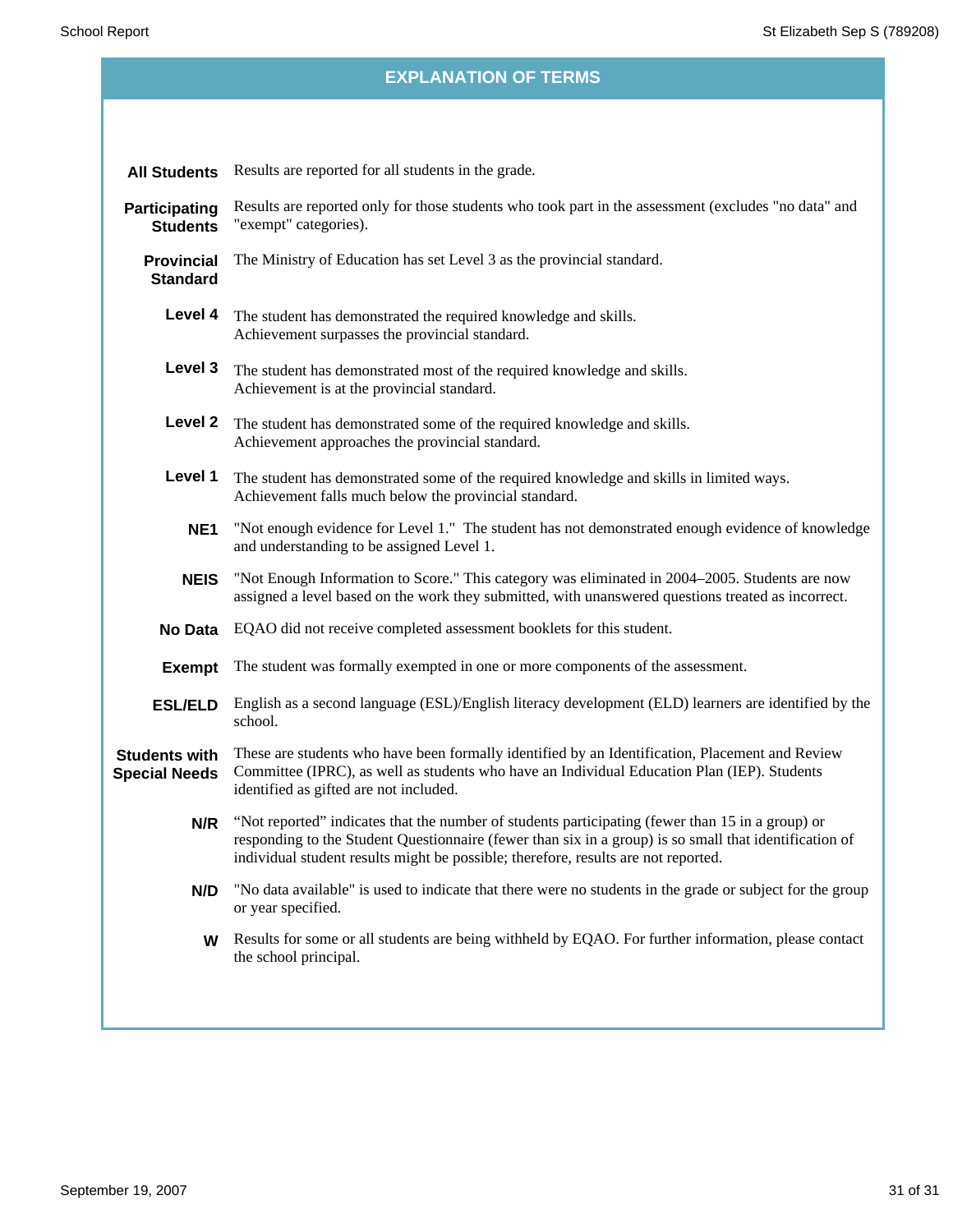# EXPLANATION OF TERMS

**All Students** Results are reported for all students in the grade.

**Participating Students** Results are reported only for those students who took part in the assessment (excludes "no data" and "exempt" categories).

**Provincial Standard** The Ministry of Education has set Level 3 as the provincial standard.

**Level 4** The student has demonstrated the required knowledge and skills. Achievement surpasses the provincial standard.

**Level 3** The student has demonstrated most of the required knowledge and skills. Achievement is at the provincial standard.

**Level 2** The student has demonstrated some of the required knowledge and skills. Achievement approaches the provincial standard.

**Level 1** The student has demonstrated some of the required knowledge and skills in limited ways. Achievement falls much below the provincial standard.

**NE1** "Not enough evidence for Level 1." The student has not demonstrated enough evidence of knowledge and understanding to be assigned Level 1.

**NEIS** "Not Enough Information to Score." This category was eliminated in 2004–2005. Students are now assigned a level based on the work they submitted, with unanswered questions treated as incorrect.

**No Data** EQAO did not receive completed assessment booklets for this student.

**Exempt** The student was formally exempted in one or more components of the assessment.

**ESL/ELD** English as a second language (ESL)/English literacy development (ELD) learners are identified by the school.

**Students with Special Needs** These are students who have been formally identified by an Identification, Placement and Review Committee (IPRC), as well as students who have an Individual Education Plan (IEP). Students identified as gifted are not included.

**N/R** “Not reported” indicates that the number of students participating (fewer than 15 in a group) or responding to the Student Questionnaire (fewer than six in a group) is so small that identification of individual student results might be possible; therefore, results are not reported.

**N/D** "No data available" is used to indicate that there were no students in the grade or subject for the group or year specified.

**W** Results for some or all students are being withheld by EQAO. For further information, please contact the school principal.